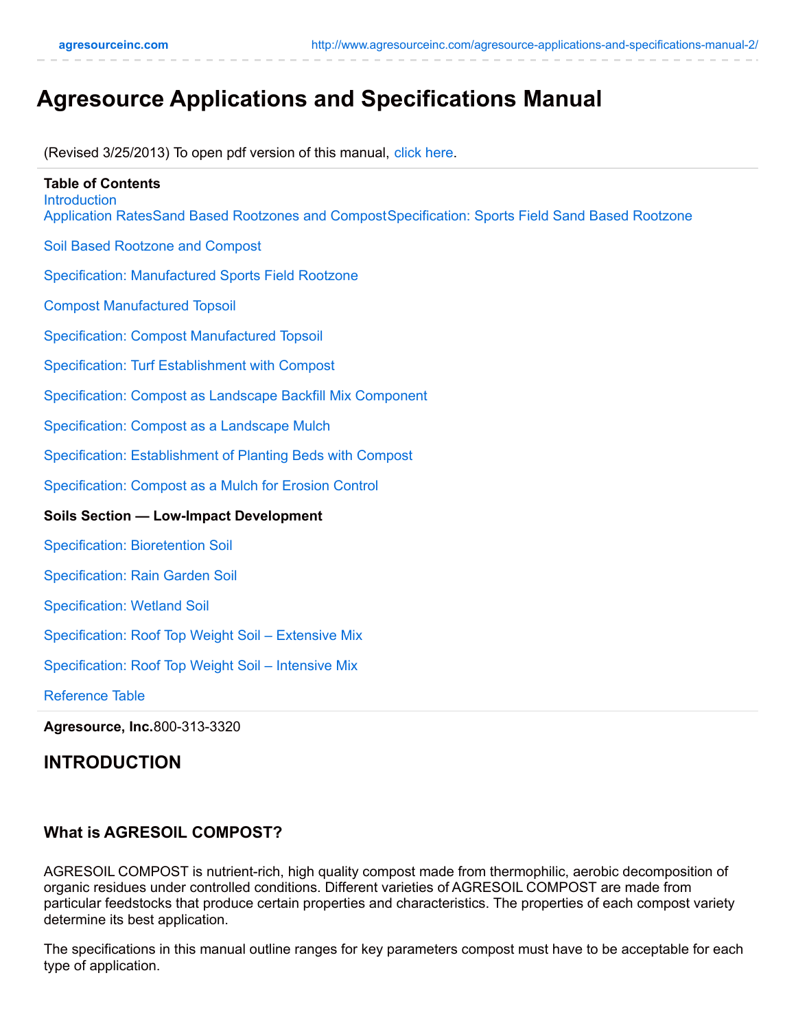# Agresource Applications and Specifications Manual

(Revised 3/25/2013) To open pdf version of this manual, click here.

**Table of Contents**

Introduction

Application RatesSand Based Rootzones and CompostSpecification: Sports Field Sand Based Rootzone

Soil Based Rootzone and Compost

Specification: Manufactured Sports Field Rootzone

Compost Manufactured Topsoil

Specification: Compost Manufactured Topsoil

Specification: Turf Establishment with Compost

Specification: Compost as Landscape Backfill Mix Component

Specification: Compost as a Landscape Mulch

Specification: Establishment of Planting Beds with Compost

Specification: Compost as a Mulch for Erosion Control

**Soils Section — Low-Impact Development**

Specification: Bioretention Soil

Specification: Rain Garden Soil

Specification: Wetland Soil

Specification: Roof Top Weight Soil – Extensive Mix

Specification: Roof Top Weight Soil – Intensive Mix

Reference Table

**Agresource, Inc.**800-313-3320

## INTRODUCTION

### What is AGRESOIL COMPOST?

AGRESOIL COMPOST is nutrient-rich, high quality compost made from thermophilic, aerobic decomposition of organic residues under controlled conditions. Different varieties of AGRESOIL COMPOST are made from particular feedstocks that produce certain properties and characteristics. The properties of each compost variety determine its best application.

The specifications in this manual outline ranges for key parameters compost must have to be acceptable for each type of application.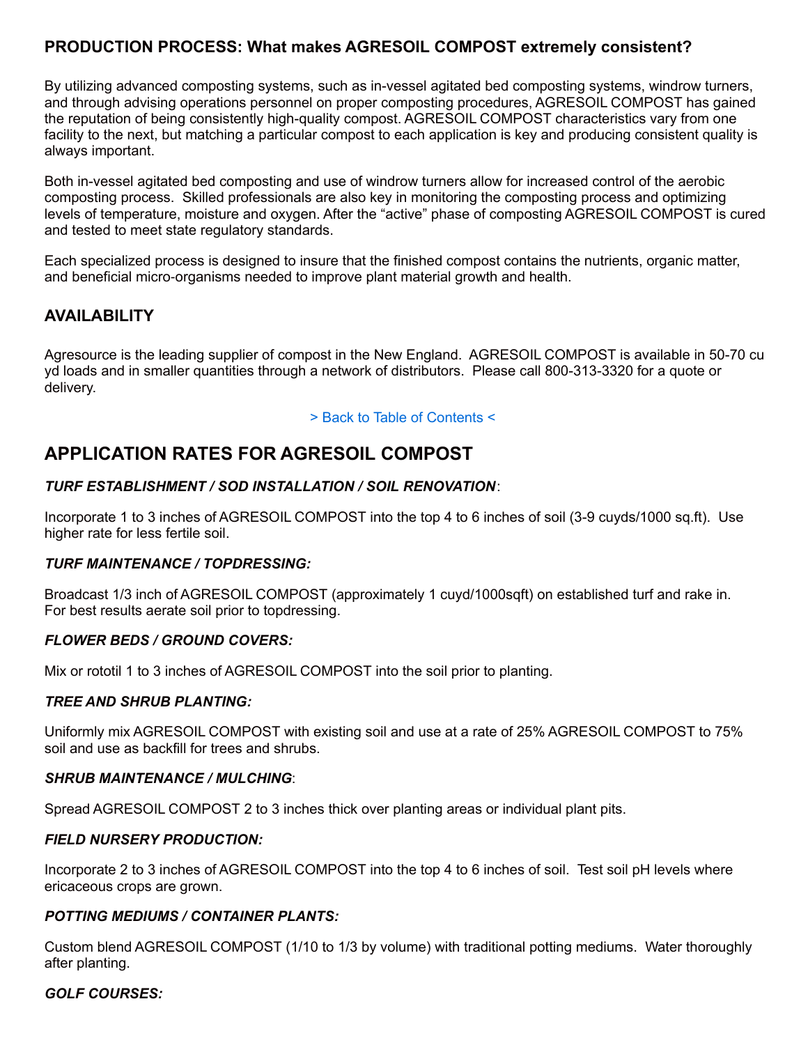### PRODUCTION PROCESS: What makes AGRESOIL COMPOST extremely consistent?

By utilizing advanced composting systems, such as in-vessel agitated bed composting systems, windrow turners, and through advising operations personnel on proper composting procedures, AGRESOIL COMPOST has gained the reputation of being consistently high-quality compost. AGRESOIL COMPOST characteristics vary from one facility to the next, but matching a particular compost to each application is key and producing consistent quality is always important.

Both in-vessel agitated bed composting and use of windrow turners allow for increased control of the aerobic composting process. Skilled professionals are also key in monitoring the composting process and optimizing levels of temperature, moisture and oxygen. After the "active" phase of composting AGRESOIL COMPOST is cured and tested to meet state regulatory standards.

Each specialized process is designed to insure that the finished compost contains the nutrients, organic matter, and beneficial micro-organisms needed to improve plant material growth and health.

### AVAILABILITY

Agresource is the leading supplier of compost in the New England. AGRESOIL COMPOST is available in 50-70 cu yd loads and in smaller quantities through a network of distributors. Please call 800-313-3320 for a quote or delivery.

> Back to Table of Contents <

## APPLICATION RATES FOR AGRESOIL COMPOST

***TURF ESTABLISHMENT / SOD INSTALLATION / SOIL RENOVATION***:

Incorporate 1 to 3 inches of AGRESOIL COMPOST into the top 4 to 6 inches of soil (3-9 cuyds/1000 sq.ft). Use higher rate for less fertile soil.

***TURF MAINTENANCE / TOPDRESSING:***

Broadcast 1/3 inch of AGRESOIL COMPOST (approximately 1 cuyd/1000sqft) on established turf and rake in. For best results aerate soil prior to topdressing.

***FLOWER BEDS / GROUND COVERS:***

Mix or rototil 1 to 3 inches of AGRESOIL COMPOST into the soil prior to planting.

***TREE AND SHRUB PLANTING:***

Uniformly mix AGRESOIL COMPOST with existing soil and use at a rate of 25% AGRESOIL COMPOST to 75% soil and use as backfill for trees and shrubs.

***SHRUB MAINTENANCE / MULCHING***:

Spread AGRESOIL COMPOST 2 to 3 inches thick over planting areas or individual plant pits.

***FIELD NURSERY PRODUCTION:***

Incorporate 2 to 3 inches of AGRESOIL COMPOST into the top 4 to 6 inches of soil. Test soil pH levels where ericaceous crops are grown.

***POTTING MEDIUMS / CONTAINER PLANTS:***

Custom blend AGRESOIL COMPOST (1/10 to 1/3 by volume) with traditional potting mediums. Water thoroughly after planting.

***GOLF COURSES:***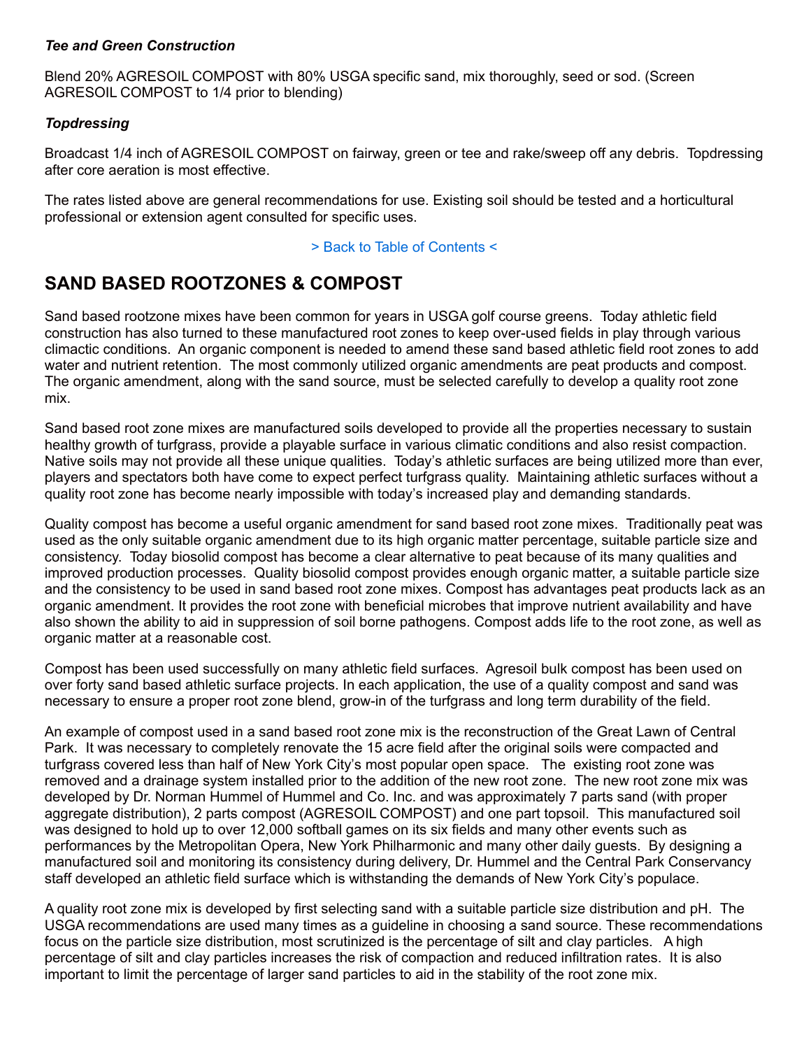***Tee and Green Construction***

Blend 20% AGRESOIL COMPOST with 80% USGA specific sand, mix thoroughly, seed or sod. (Screen AGRESOIL COMPOST to 1/4 prior to blending)

***Topdressing***

Broadcast 1/4 inch of AGRESOIL COMPOST on fairway, green or tee and rake/sweep off any debris. Topdressing after core aeration is most effective.

The rates listed above are general recommendations for use. Existing soil should be tested and a horticultural professional or extension agent consulted for specific uses.

> Back to Table of Contents <

## SAND BASED ROOTZONES & COMPOST

Sand based rootzone mixes have been common for years in USGA golf course greens. Today athletic field construction has also turned to these manufactured root zones to keep over-used fields in play through various climactic conditions. An organic component is needed to amend these sand based athletic field root zones to add water and nutrient retention. The most commonly utilized organic amendments are peat products and compost. The organic amendment, along with the sand source, must be selected carefully to develop a quality root zone mix.

Sand based root zone mixes are manufactured soils developed to provide all the properties necessary to sustain healthy growth of turfgrass, provide a playable surface in various climatic conditions and also resist compaction. Native soils may not provide all these unique qualities. Today's athletic surfaces are being utilized more than ever, players and spectators both have come to expect perfect turfgrass quality. Maintaining athletic surfaces without a quality root zone has become nearly impossible with today's increased play and demanding standards.

Quality compost has become a useful organic amendment for sand based root zone mixes. Traditionally peat was used as the only suitable organic amendment due to its high organic matter percentage, suitable particle size and consistency. Today biosolid compost has become a clear alternative to peat because of its many qualities and improved production processes. Quality biosolid compost provides enough organic matter, a suitable particle size and the consistency to be used in sand based root zone mixes. Compost has advantages peat products lack as an organic amendment. It provides the root zone with beneficial microbes that improve nutrient availability and have also shown the ability to aid in suppression of soil borne pathogens. Compost adds life to the root zone, as well as organic matter at a reasonable cost.

Compost has been used successfully on many athletic field surfaces. Agresoil bulk compost has been used on over forty sand based athletic surface projects. In each application, the use of a quality compost and sand was necessary to ensure a proper root zone blend, grow-in of the turfgrass and long term durability of the field.

An example of compost used in a sand based root zone mix is the reconstruction of the Great Lawn of Central Park. It was necessary to completely renovate the 15 acre field after the original soils were compacted and turfgrass covered less than half of New York City's most popular open space. The existing root zone was removed and a drainage system installed prior to the addition of the new root zone. The new root zone mix was developed by Dr. Norman Hummel of Hummel and Co. Inc. and was approximately 7 parts sand (with proper aggregate distribution), 2 parts compost (AGRESOIL COMPOST) and one part topsoil. This manufactured soil was designed to hold up to over 12,000 softball games on its six fields and many other events such as performances by the Metropolitan Opera, New York Philharmonic and many other daily guests. By designing a manufactured soil and monitoring its consistency during delivery, Dr. Hummel and the Central Park Conservancy staff developed an athletic field surface which is withstanding the demands of New York City's populace.

A quality root zone mix is developed by first selecting sand with a suitable particle size distribution and pH. The USGA recommendations are used many times as a guideline in choosing a sand source. These recommendations focus on the particle size distribution, most scrutinized is the percentage of silt and clay particles. A high percentage of silt and clay particles increases the risk of compaction and reduced infiltration rates. It is also important to limit the percentage of larger sand particles to aid in the stability of the root zone mix.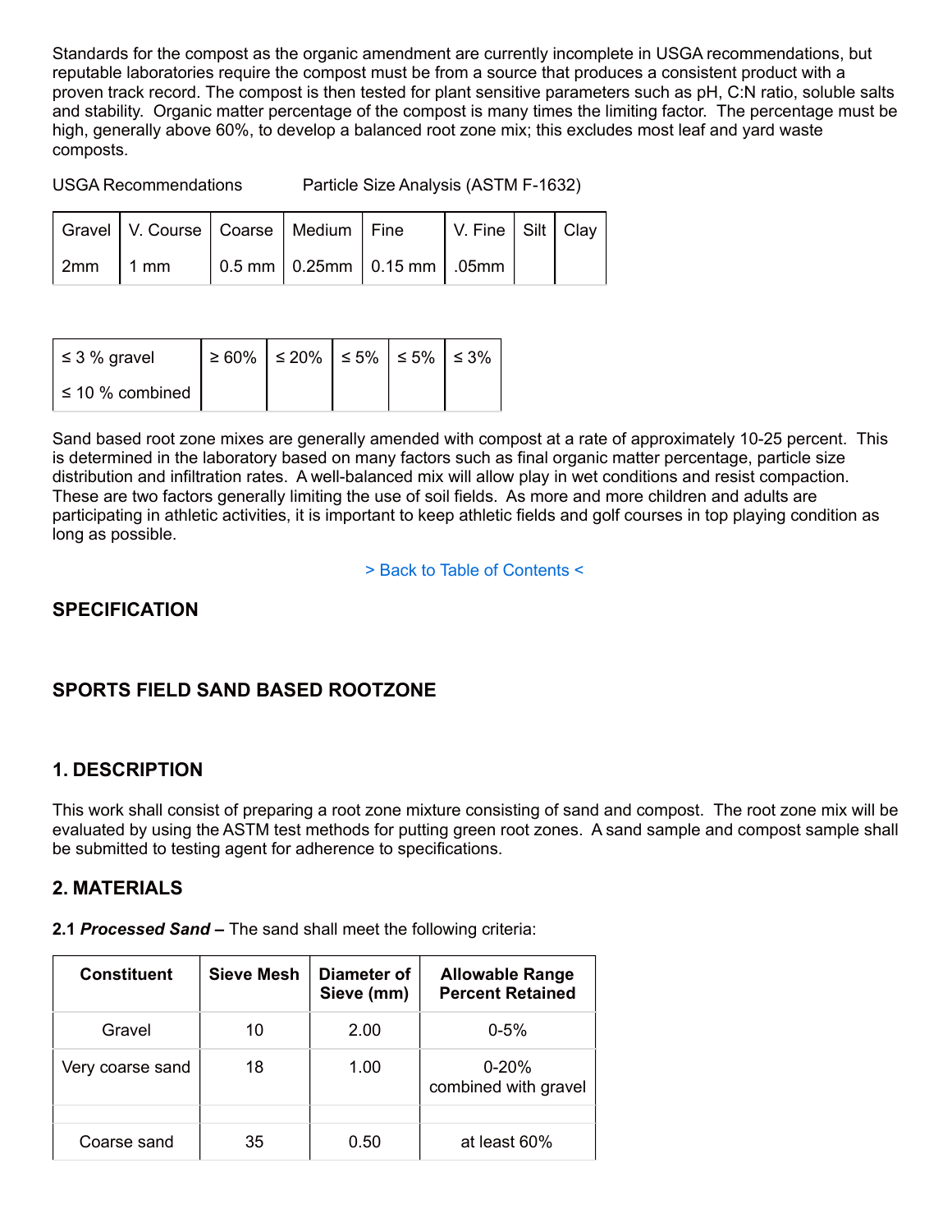Standards for the compost as the organic amendment are currently incomplete in USGA recommendations, but reputable laboratories require the compost must be from a source that produces a consistent product with a proven track record. The compost is then tested for plant sensitive parameters such as pH, C:N ratio, soluble salts and stability. Organic matter percentage of the compost is many times the limiting factor. The percentage must be high, generally above 60%, to develop a balanced root zone mix; this excludes most leaf and yard waste composts.

USGA Recommendations Particle Size Analysis (ASTM F-1632)

| Gravel | V. Course | Coarse | Medium | Fine | V. Fine | Silt | Clay |
|---|---|---|---|---|---|---|---|
| 2mm | 1 mm | 0.5 mm | 0.25mm | 0.15 mm | .05mm | | |

| ≤ 3 % gravel ≤ 10 % combined | ≥ 60% | ≤ 20% | ≤ 5% | ≤ 5% | ≤ 3% |
|---|---|---|---|---|---|

Sand based root zone mixes are generally amended with compost at a rate of approximately 10-25 percent. This is determined in the laboratory based on many factors such as final organic matter percentage, particle size distribution and infiltration rates. A well-balanced mix will allow play in wet conditions and resist compaction. These are two factors generally limiting the use of soil fields. As more and more children and adults are participating in athletic activities, it is important to keep athletic fields and golf courses in top playing condition as long as possible.

> Back to Table of Contents <

## SPECIFICATION

## SPORTS FIELD SAND BASED ROOTZONE

### 1. DESCRIPTION

This work shall consist of preparing a root zone mixture consisting of sand and compost. The root zone mix will be evaluated by using the ASTM test methods for putting green root zones. A sand sample and compost sample shall be submitted to testing agent for adherence to specifications.

### 2. MATERIALS

**2.1 *Processed Sand* –** The sand shall meet the following criteria:

| Constituent | Sieve Mesh | Diameter of Sieve (mm) | Allowable Range Percent Retained |
|---|---|---|---|
| Gravel | 10 | 2.00 | 0-5% |
| Very coarse sand | 18 | 1.00 | 0-20% combined with gravel |
| | | | |
| Coarse sand | 35 | 0.50 | at least 60% |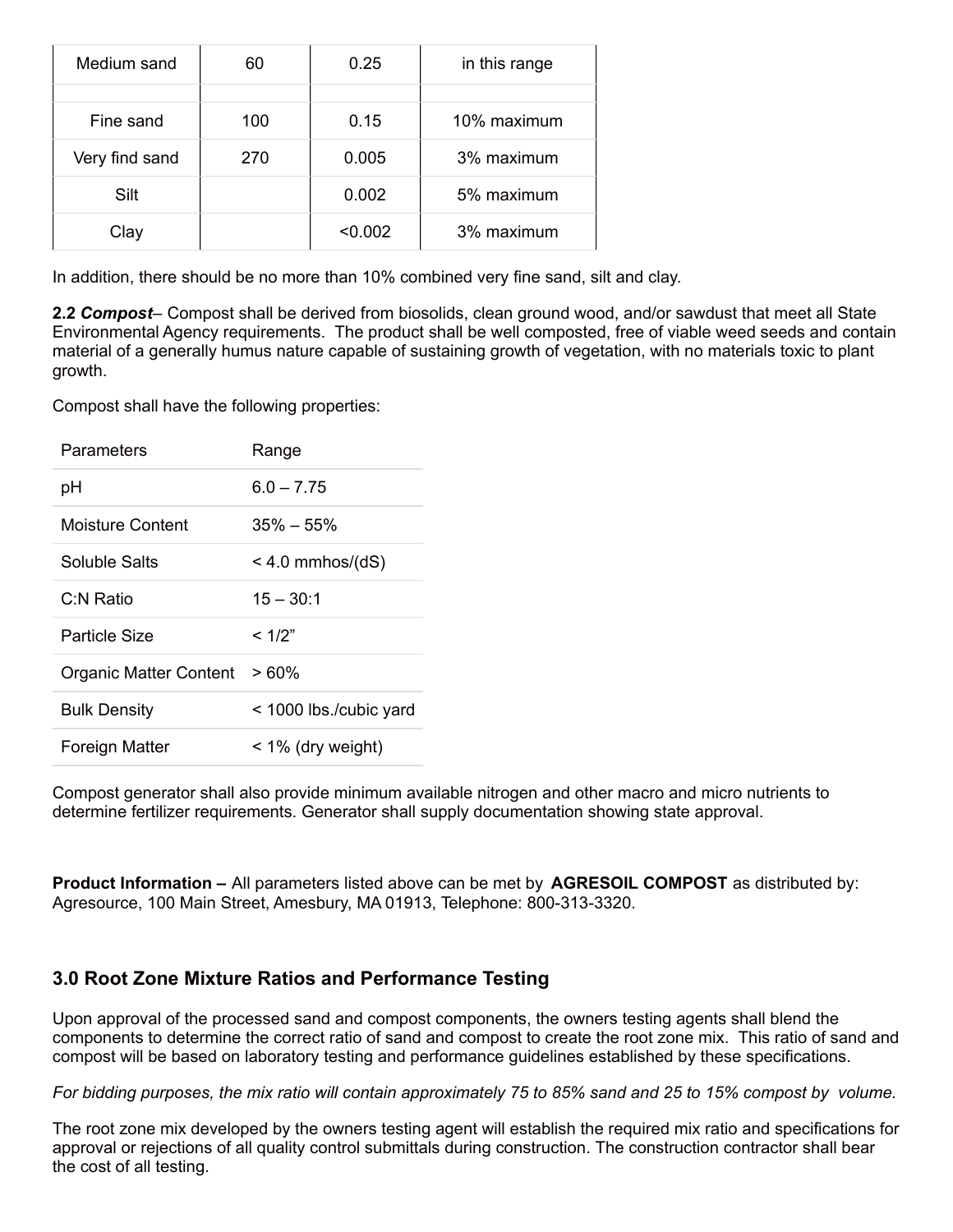| Medium sand | 60 | 0.25 | in this range |
|---|---|---|---|
| | | | |
| Fine sand | 100 | 0.15 | 10% maximum |
| Very find sand | 270 | 0.005 | 3% maximum |
| Silt | | 0.002 | 5% maximum |
| Clay | | <0.002 | 3% maximum |

In addition, there should be no more than 10% combined very fine sand, silt and clay.

**2.2** ***Compost***– Compost shall be derived from biosolids, clean ground wood, and/or sawdust that meet all State Environmental Agency requirements. The product shall be well composted, free of viable weed seeds and contain material of a generally humus nature capable of sustaining growth of vegetation, with no materials toxic to plant growth.

Compost shall have the following properties:

| Parameters | Range |
|---|---|
| pH | 6.0 – 7.75 |
| Moisture Content | 35% – 55% |
| Soluble Salts | < 4.0 mmhos/(dS) |
| C:N Ratio | 15 – 30:1 |
| Particle Size | < 1/2" |
| Organic Matter Content | > 60% |
| Bulk Density | < 1000 lbs./cubic yard |
| Foreign Matter | < 1% (dry weight) |

Compost generator shall also provide minimum available nitrogen and other macro and micro nutrients to determine fertilizer requirements. Generator shall supply documentation showing state approval.

**Product Information –** All parameters listed above can be met by **AGRESOIL COMPOST** as distributed by: Agresource, 100 Main Street, Amesbury, MA 01913, Telephone: 800-313-3320.

## 3.0 Root Zone Mixture Ratios and Performance Testing

Upon approval of the processed sand and compost components, the owners testing agents shall blend the components to determine the correct ratio of sand and compost to create the root zone mix. This ratio of sand and compost will be based on laboratory testing and performance guidelines established by these specifications.

*For bidding purposes, the mix ratio will contain approximately 75 to 85% sand and 25 to 15% compost by volume.*

The root zone mix developed by the owners testing agent will establish the required mix ratio and specifications for approval or rejections of all quality control submittals during construction. The construction contractor shall bear the cost of all testing.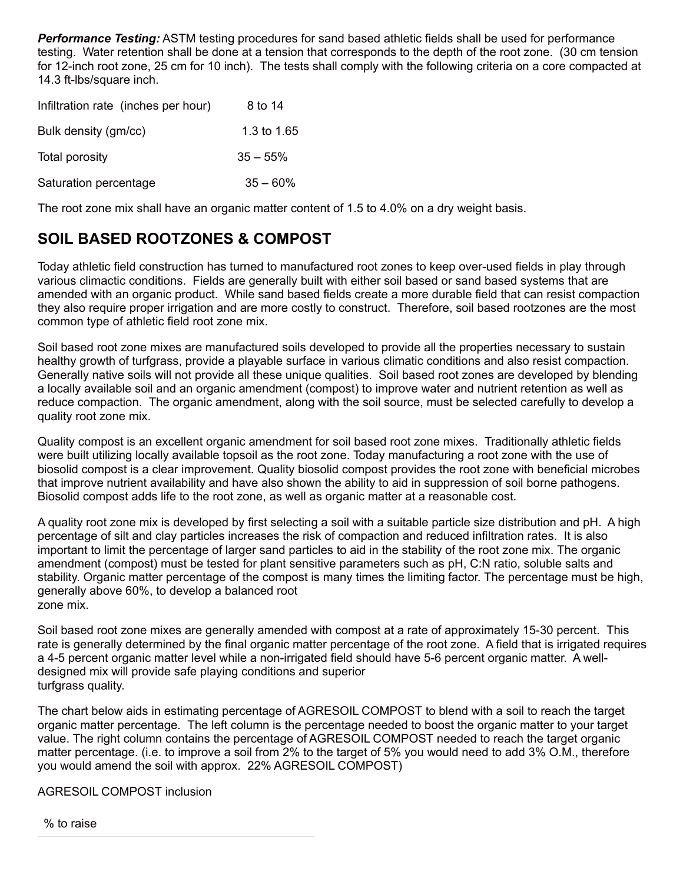***Performance Testing:*** ASTM testing procedures for sand based athletic fields shall be used for performance testing. Water retention shall be done at a tension that corresponds to the depth of the root zone. (30 cm tension for 12-inch root zone, 25 cm for 10 inch). The tests shall comply with the following criteria on a core compacted at 14.3 ft-lbs/square inch.

| | |
|---|---|
| Infiltration rate (inches per hour) | 8 to 14 |
| Bulk density (gm/cc) | 1.3 to 1.65 |
| Total porosity | 35 – 55% |
| Saturation percentage | 35 – 60% |

The root zone mix shall have an organic matter content of 1.5 to 4.0% on a dry weight basis.

## SOIL BASED ROOTZONES & COMPOST

Today athletic field construction has turned to manufactured root zones to keep over-used fields in play through various climactic conditions. Fields are generally built with either soil based or sand based systems that are amended with an organic product. While sand based fields create a more durable field that can resist compaction they also require proper irrigation and are more costly to construct. Therefore, soil based rootzones are the most common type of athletic field root zone mix.

Soil based root zone mixes are manufactured soils developed to provide all the properties necessary to sustain healthy growth of turfgrass, provide a playable surface in various climatic conditions and also resist compaction. Generally native soils will not provide all these unique qualities. Soil based root zones are developed by blending a locally available soil and an organic amendment (compost) to improve water and nutrient retention as well as reduce compaction. The organic amendment, along with the soil source, must be selected carefully to develop a quality root zone mix.

Quality compost is an excellent organic amendment for soil based root zone mixes. Traditionally athletic fields were built utilizing locally available topsoil as the root zone. Today manufacturing a root zone with the use of biosolid compost is a clear improvement. Quality biosolid compost provides the root zone with beneficial microbes that improve nutrient availability and have also shown the ability to aid in suppression of soil borne pathogens. Biosolid compost adds life to the root zone, as well as organic matter at a reasonable cost.

A quality root zone mix is developed by first selecting a soil with a suitable particle size distribution and pH. A high percentage of silt and clay particles increases the risk of compaction and reduced infiltration rates. It is also important to limit the percentage of larger sand particles to aid in the stability of the root zone mix. The organic amendment (compost) must be tested for plant sensitive parameters such as pH, C:N ratio, soluble salts and stability. Organic matter percentage of the compost is many times the limiting factor. The percentage must be high, generally above 60%, to develop a balanced root zone mix.

Soil based root zone mixes are generally amended with compost at a rate of approximately 15-30 percent. This rate is generally determined by the final organic matter percentage of the root zone. A field that is irrigated requires a 4-5 percent organic matter level while a non-irrigated field should have 5-6 percent organic matter. A well-designed mix will provide safe playing conditions and superior turfgrass quality.

The chart below aids in estimating percentage of AGRESOIL COMPOST to blend with a soil to reach the target organic matter percentage. The left column is the percentage needed to boost the organic matter to your target value. The right column contains the percentage of AGRESOIL COMPOST needed to reach the target organic matter percentage. (i.e. to improve a soil from 2% to the target of 5% you would need to add 3% O.M., therefore you would amend the soil with approx. 22% AGRESOIL COMPOST)

AGRESOIL COMPOST inclusion

% to raise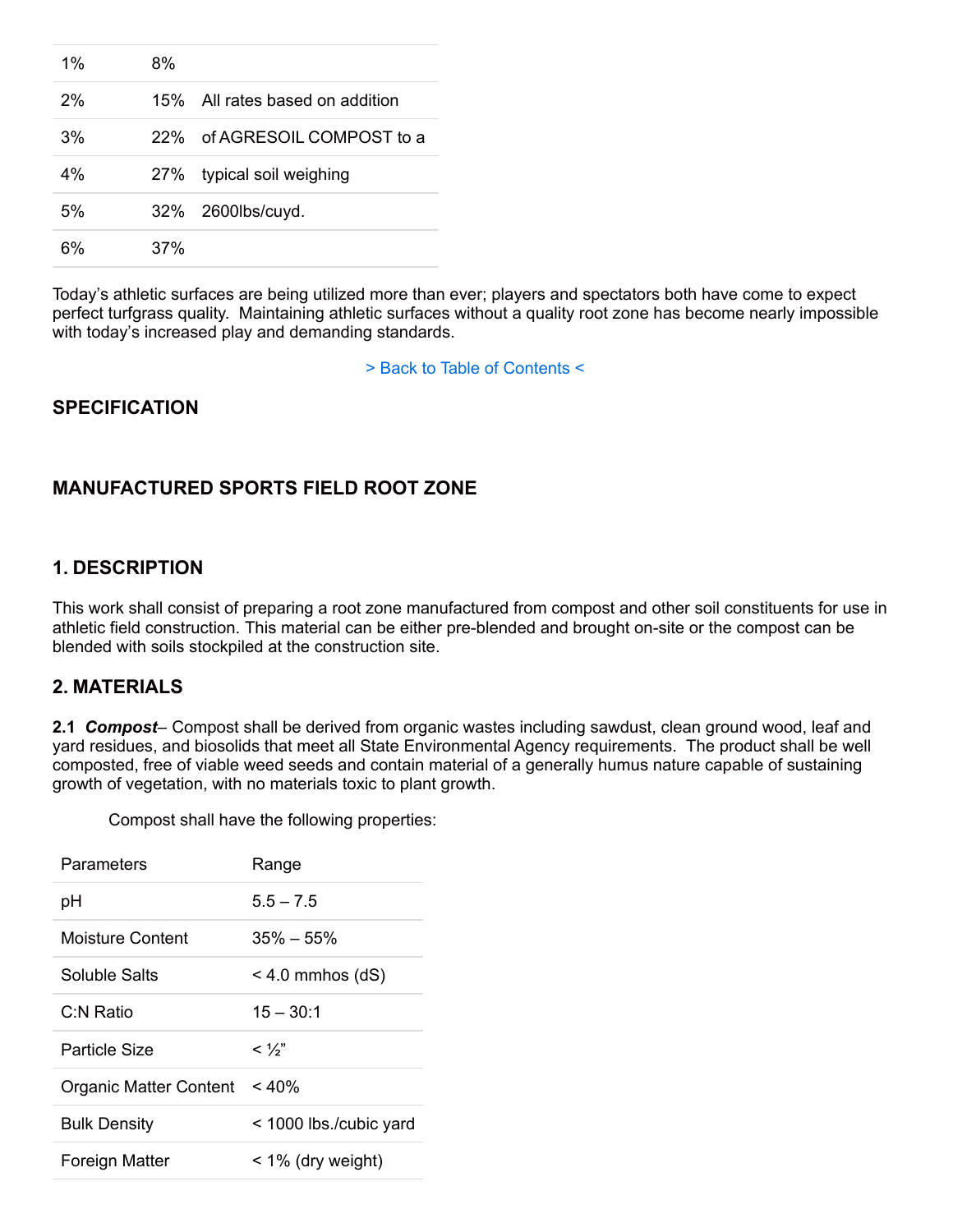| | | |
|---|---|---|
| 1% | 8% | |
| 2% | 15% | All rates based on addition |
| 3% | 22% | of AGRESOIL COMPOST to a |
| 4% | 27% | typical soil weighing |
| 5% | 32% | 2600lbs/cuyd. |
| 6% | 37% | |

Today's athletic surfaces are being utilized more than ever; players and spectators both have come to expect perfect turfgrass quality. Maintaining athletic surfaces without a quality root zone has become nearly impossible with today's increased play and demanding standards.

> Back to Table of Contents <

## SPECIFICATION

## MANUFACTURED SPORTS FIELD ROOT ZONE

### 1. DESCRIPTION

This work shall consist of preparing a root zone manufactured from compost and other soil constituents for use in athletic field construction. This material can be either pre-blended and brought on-site or the compost can be blended with soils stockpiled at the construction site.

### 2. MATERIALS

**2.1** ***Compost***– Compost shall be derived from organic wastes including sawdust, clean ground wood, leaf and yard residues, and biosolids that meet all State Environmental Agency requirements. The product shall be well composted, free of viable weed seeds and contain material of a generally humus nature capable of sustaining growth of vegetation, with no materials toxic to plant growth.

Compost shall have the following properties:

| Parameters | Range |
|---|---|
| pH | 5.5 – 7.5 |
| Moisture Content | 35% – 55% |
| Soluble Salts | < 4.0 mmhos (dS) |
| C:N Ratio | 15 – 30:1 |
| Particle Size | < ½" |
| Organic Matter Content | < 40% |
| Bulk Density | < 1000 lbs./cubic yard |
| Foreign Matter | < 1% (dry weight) |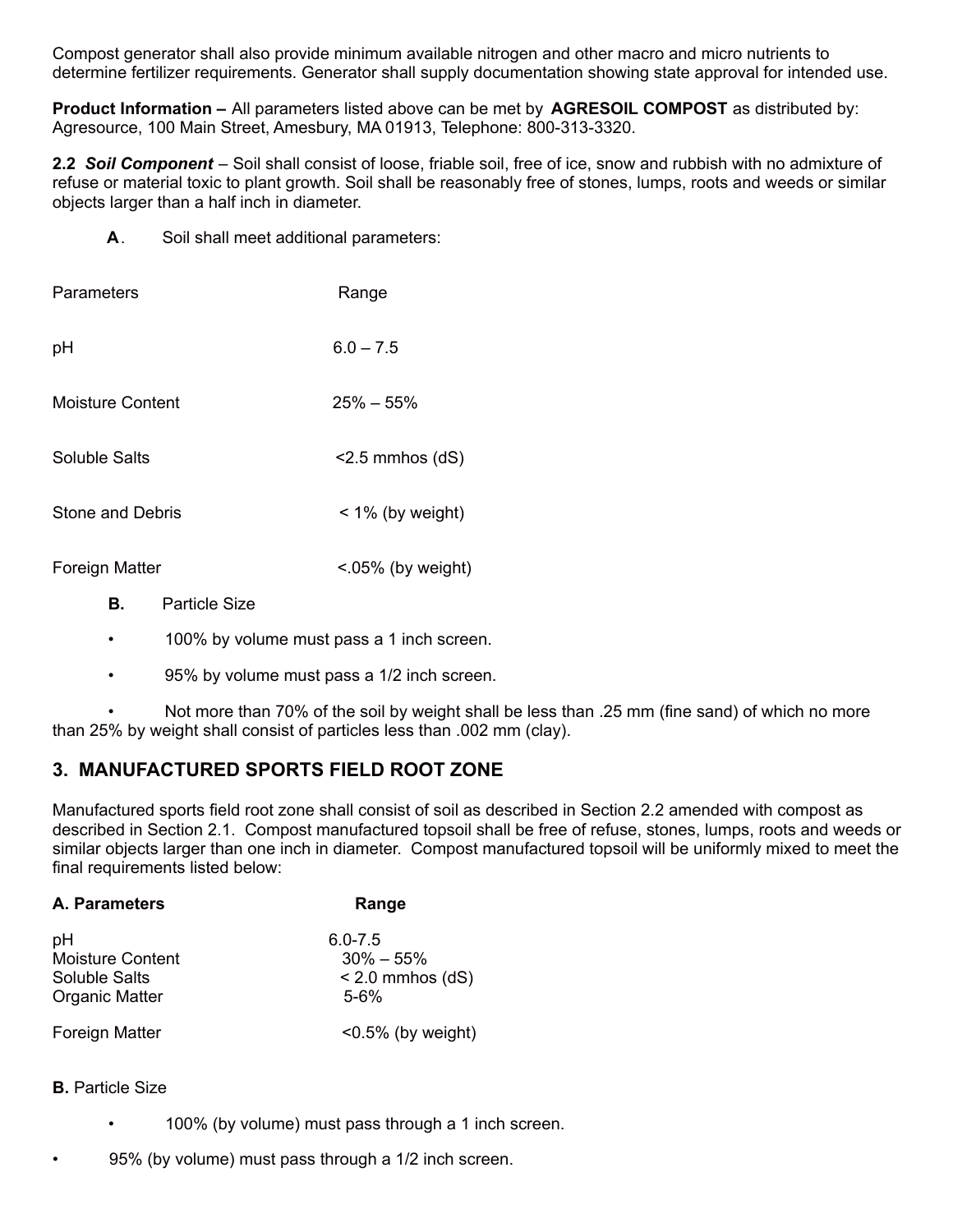Compost generator shall also provide minimum available nitrogen and other macro and micro nutrients to determine fertilizer requirements. Generator shall supply documentation showing state approval for intended use.

**Product Information –** All parameters listed above can be met by **AGRESOIL COMPOST** as distributed by: Agresource, 100 Main Street, Amesbury, MA 01913, Telephone: 800-313-3320.

**2.2** ***Soil Component*** – Soil shall consist of loose, friable soil, free of ice, snow and rubbish with no admixture of refuse or material toxic to plant growth. Soil shall be reasonably free of stones, lumps, roots and weeds or similar objects larger than a half inch in diameter.

**A**. Soil shall meet additional parameters:

| Parameters | Range |
|---|---|
| pH | 6.0 – 7.5 |
| Moisture Content | 25% – 55% |
| Soluble Salts | <2.5 mmhos (dS) |
| Stone and Debris | < 1% (by weight) |
| Foreign Matter | <.05% (by weight) |

**B.** Particle Size

- 100% by volume must pass a 1 inch screen.
- 95% by volume must pass a 1/2 inch screen.
- Not more than 70% of the soil by weight shall be less than .25 mm (fine sand) of which no more than 25% by weight shall consist of particles less than .002 mm (clay).

## 3. MANUFACTURED SPORTS FIELD ROOT ZONE

Manufactured sports field root zone shall consist of soil as described in Section 2.2 amended with compost as described in Section 2.1. Compost manufactured topsoil shall be free of refuse, stones, lumps, roots and weeds or similar objects larger than one inch in diameter. Compost manufactured topsoil will be uniformly mixed to meet the final requirements listed below:

| **A. Parameters** | **Range** |
|---|---|
| pH | 6.0-7.5 |
| Moisture Content | 30% – 55% |
| Soluble Salts | < 2.0 mmhos (dS) |
| Organic Matter | 5-6% |
| Foreign Matter | <0.5% (by weight) |

**B.** Particle Size

- 100% (by volume) must pass through a 1 inch screen.
- 95% (by volume) must pass through a 1/2 inch screen.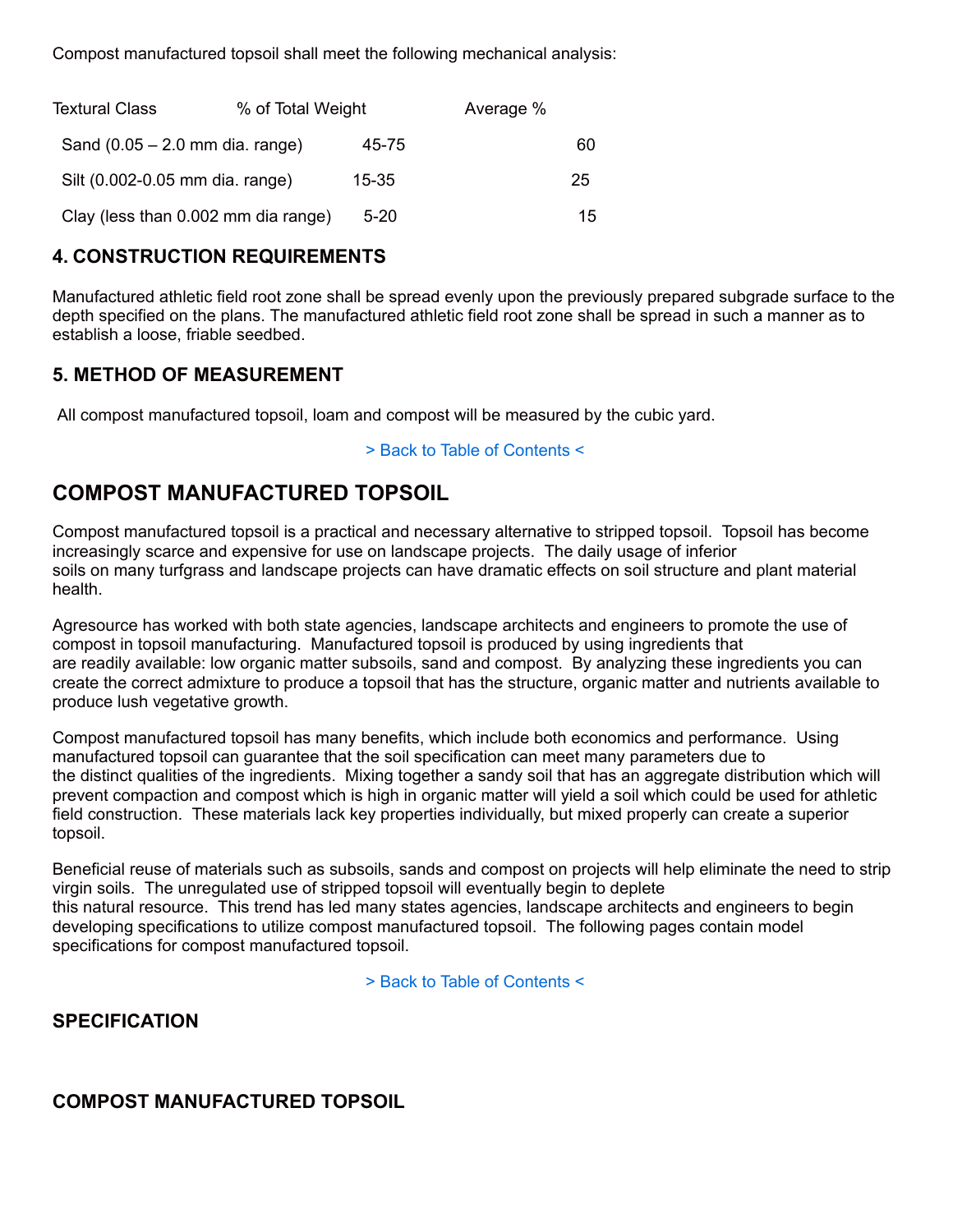Compost manufactured topsoil shall meet the following mechanical analysis:

| Textural Class | % of Total Weight | Average % |
| --- | --- | --- |
| Sand (0.05 – 2.0 mm dia. range) | 45-75 | 60 |
| Silt (0.002-0.05 mm dia. range) | 15-35 | 25 |
| Clay (less than 0.002 mm dia range) | 5-20 | 15 |

### 4. CONSTRUCTION REQUIREMENTS

Manufactured athletic field root zone shall be spread evenly upon the previously prepared subgrade surface to the depth specified on the plans. The manufactured athletic field root zone shall be spread in such a manner as to establish a loose, friable seedbed.

### 5. METHOD OF MEASUREMENT

All compost manufactured topsoil, loam and compost will be measured by the cubic yard.

> Back to Table of Contents <

## COMPOST MANUFACTURED TOPSOIL

Compost manufactured topsoil is a practical and necessary alternative to stripped topsoil. Topsoil has become increasingly scarce and expensive for use on landscape projects. The daily usage of inferior soils on many turfgrass and landscape projects can have dramatic effects on soil structure and plant material health.

Agresource has worked with both state agencies, landscape architects and engineers to promote the use of compost in topsoil manufacturing. Manufactured topsoil is produced by using ingredients that are readily available: low organic matter subsoils, sand and compost. By analyzing these ingredients you can create the correct admixture to produce a topsoil that has the structure, organic matter and nutrients available to produce lush vegetative growth.

Compost manufactured topsoil has many benefits, which include both economics and performance. Using manufactured topsoil can guarantee that the soil specification can meet many parameters due to the distinct qualities of the ingredients. Mixing together a sandy soil that has an aggregate distribution which will prevent compaction and compost which is high in organic matter will yield a soil which could be used for athletic field construction. These materials lack key properties individually, but mixed properly can create a superior topsoil.

Beneficial reuse of materials such as subsoils, sands and compost on projects will help eliminate the need to strip virgin soils. The unregulated use of stripped topsoil will eventually begin to deplete this natural resource. This trend has led many states agencies, landscape architects and engineers to begin developing specifications to utilize compost manufactured topsoil. The following pages contain model specifications for compost manufactured topsoil.

> Back to Table of Contents <

### SPECIFICATION

### COMPOST MANUFACTURED TOPSOIL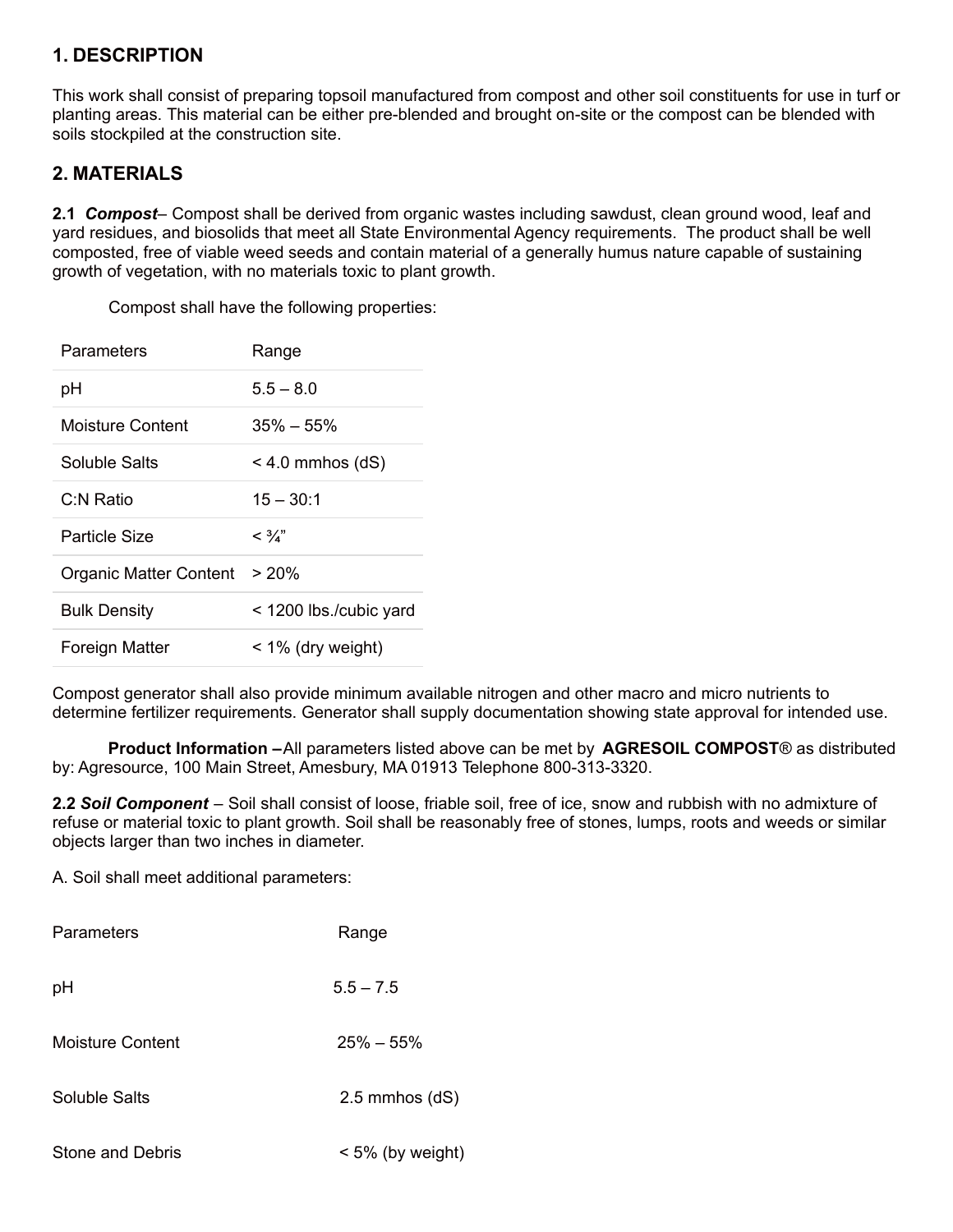## 1. DESCRIPTION

This work shall consist of preparing topsoil manufactured from compost and other soil constituents for use in turf or planting areas. This material can be either pre-blended and brought on-site or the compost can be blended with soils stockpiled at the construction site.

## 2. MATERIALS

**2.1** ***Compost***– Compost shall be derived from organic wastes including sawdust, clean ground wood, leaf and yard residues, and biosolids that meet all State Environmental Agency requirements. The product shall be well composted, free of viable weed seeds and contain material of a generally humus nature capable of sustaining growth of vegetation, with no materials toxic to plant growth.

Compost shall have the following properties:

| Parameters | Range |
|---|---|
| pH | 5.5 – 8.0 |
| Moisture Content | 35% – 55% |
| Soluble Salts | < 4.0 mmhos (dS) |
| C:N Ratio | 15 – 30:1 |
| Particle Size | < ¾" |
| Organic Matter Content | > 20% |
| Bulk Density | < 1200 lbs./cubic yard |
| Foreign Matter | < 1% (dry weight) |

Compost generator shall also provide minimum available nitrogen and other macro and micro nutrients to determine fertilizer requirements. Generator shall supply documentation showing state approval for intended use.

**Product Information –**All parameters listed above can be met by **AGRESOIL COMPOST**® as distributed by: Agresource, 100 Main Street, Amesbury, MA 01913 Telephone 800-313-3320.

**2.2** ***Soil Component*** – Soil shall consist of loose, friable soil, free of ice, snow and rubbish with no admixture of refuse or material toxic to plant growth. Soil shall be reasonably free of stones, lumps, roots and weeds or similar objects larger than two inches in diameter.

A. Soil shall meet additional parameters:

| Parameters | Range |
|---|---|
| pH | 5.5 – 7.5 |
| Moisture Content | 25% – 55% |
| Soluble Salts | 2.5 mmhos (dS) |
| Stone and Debris | < 5% (by weight) |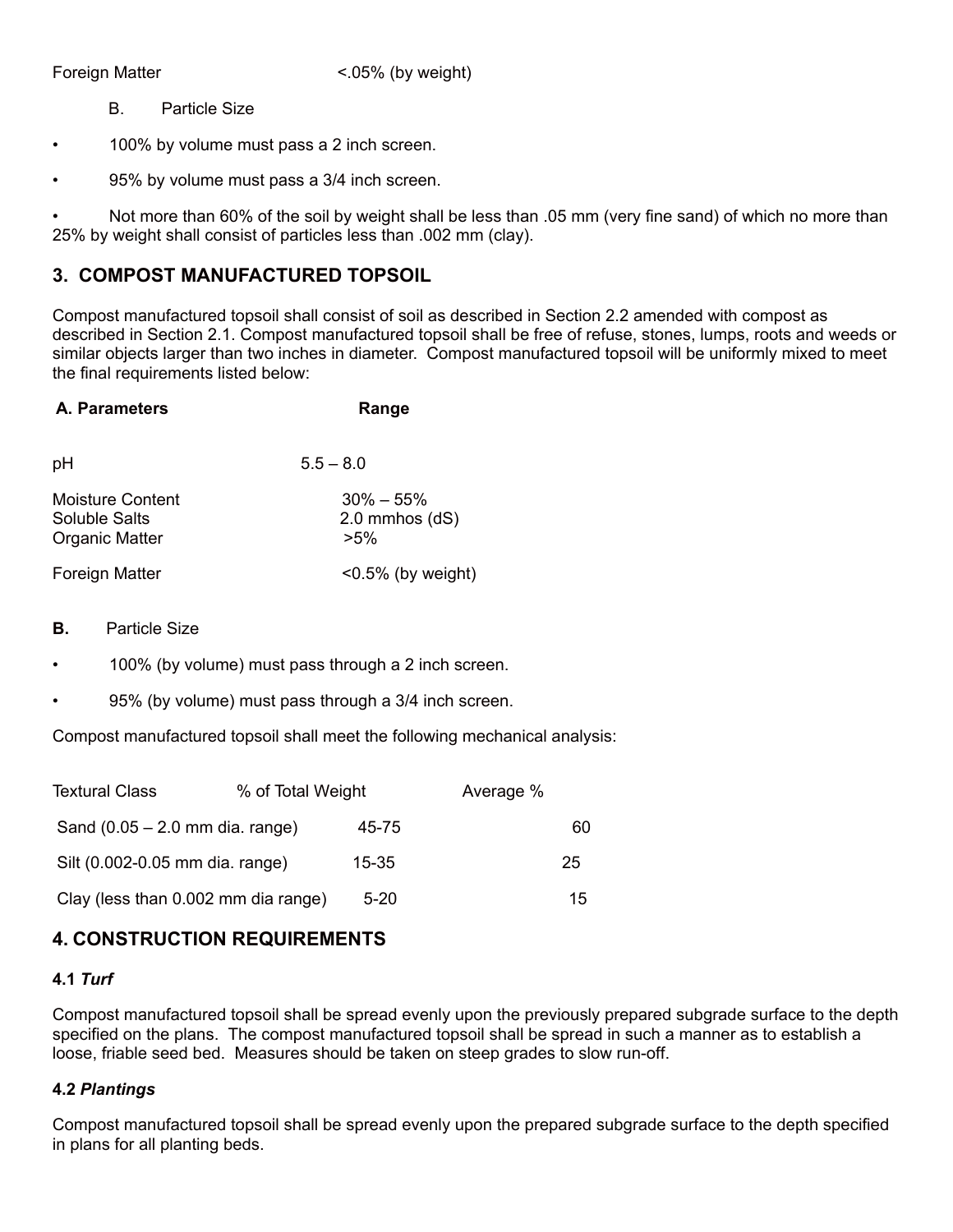| Foreign Matter | <.05% (by weight) |
|---|---|

B. Particle Size

- 100% by volume must pass a 2 inch screen.
- 95% by volume must pass a 3/4 inch screen.
- Not more than 60% of the soil by weight shall be less than .05 mm (very fine sand) of which no more than 25% by weight shall consist of particles less than .002 mm (clay).

## 3. COMPOST MANUFACTURED TOPSOIL

Compost manufactured topsoil shall consist of soil as described in Section 2.2 amended with compost as described in Section 2.1. Compost manufactured topsoil shall be free of refuse, stones, lumps, roots and weeds or similar objects larger than two inches in diameter. Compost manufactured topsoil will be uniformly mixed to meet the final requirements listed below:

| **A. Parameters** | **Range** |
|---|---|
| pH | 5.5 – 8.0 |
| Moisture Content | 30% – 55% |
| Soluble Salts | 2.0 mmhos (dS) |
| Organic Matter | >5% |
| Foreign Matter | <0.5% (by weight) |

**B.** Particle Size

- 100% (by volume) must pass through a 2 inch screen.
- 95% (by volume) must pass through a 3/4 inch screen.

Compost manufactured topsoil shall meet the following mechanical analysis:

| Textural Class | % of Total Weight | Average % |
|---|---|---|
| Sand (0.05 – 2.0 mm dia. range) | 45-75 | 60 |
| Silt (0.002-0.05 mm dia. range) | 15-35 | 25 |
| Clay (less than 0.002 mm dia range) | 5-20 | 15 |

## 4. CONSTRUCTION REQUIREMENTS

### 4.1 *Turf*

Compost manufactured topsoil shall be spread evenly upon the previously prepared subgrade surface to the depth specified on the plans. The compost manufactured topsoil shall be spread in such a manner as to establish a loose, friable seed bed. Measures should be taken on steep grades to slow run-off.

### 4.2 *Plantings*

Compost manufactured topsoil shall be spread evenly upon the prepared subgrade surface to the depth specified in plans for all planting beds.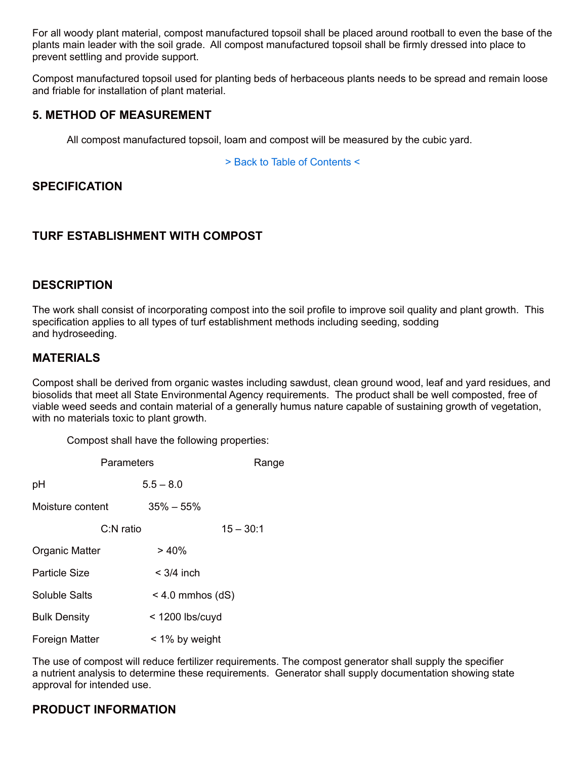For all woody plant material, compost manufactured topsoil shall be placed around rootball to even the base of the plants main leader with the soil grade. All compost manufactured topsoil shall be firmly dressed into place to prevent settling and provide support.

Compost manufactured topsoil used for planting beds of herbaceous plants needs to be spread and remain loose and friable for installation of plant material.

## 5. METHOD OF MEASUREMENT

All compost manufactured topsoil, loam and compost will be measured by the cubic yard.

> Back to Table of Contents <

## SPECIFICATION

## TURF ESTABLISHMENT WITH COMPOST

## DESCRIPTION

The work shall consist of incorporating compost into the soil profile to improve soil quality and plant growth. This specification applies to all types of turf establishment methods including seeding, sodding and hydroseeding.

## MATERIALS

Compost shall be derived from organic wastes including sawdust, clean ground wood, leaf and yard residues, and biosolids that meet all State Environmental Agency requirements. The product shall be well composted, free of viable weed seeds and contain material of a generally humus nature capable of sustaining growth of vegetation, with no materials toxic to plant growth.

Compost shall have the following properties:

| Parameters | Range |
|---|---|
| pH | 5.5 – 8.0 |
| Moisture content | 35% – 55% |
| C:N ratio | 15 – 30:1 |
| Organic Matter | > 40% |
| Particle Size | < 3/4 inch |
| Soluble Salts | < 4.0 mmhos (dS) |
| Bulk Density | < 1200 lbs/cuyd |
| Foreign Matter | < 1% by weight |

The use of compost will reduce fertilizer requirements. The compost generator shall supply the specifier a nutrient analysis to determine these requirements. Generator shall supply documentation showing state approval for intended use.

## PRODUCT INFORMATION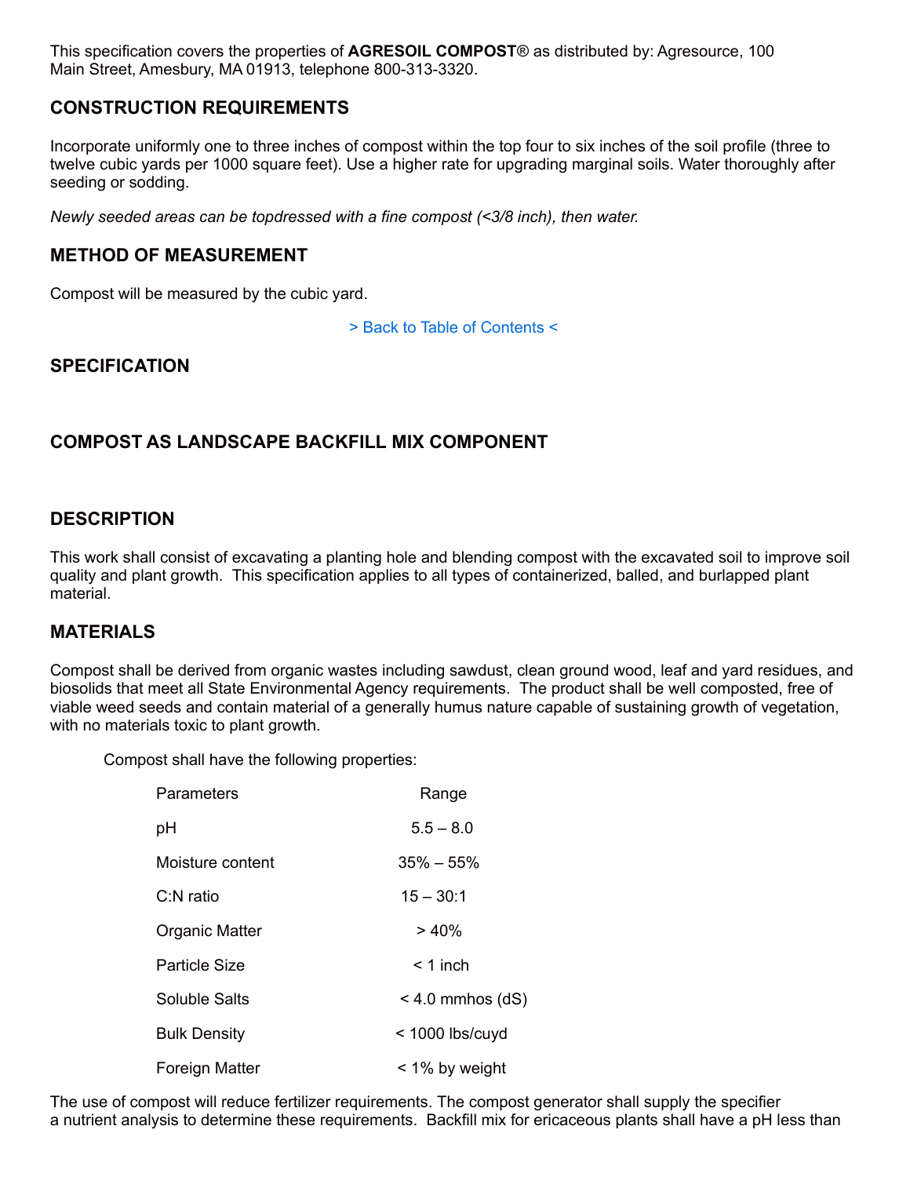This specification covers the properties of **AGRESOIL COMPOST**® as distributed by: Agresource, 100 Main Street, Amesbury, MA 01913, telephone 800-313-3320.

## CONSTRUCTION REQUIREMENTS

Incorporate uniformly one to three inches of compost within the top four to six inches of the soil profile (three to twelve cubic yards per 1000 square feet). Use a higher rate for upgrading marginal soils. Water thoroughly after seeding or sodding.

*Newly seeded areas can be topdressed with a fine compost (<3/8 inch), then water.*

## METHOD OF MEASUREMENT

Compost will be measured by the cubic yard.

> Back to Table of Contents <

## SPECIFICATION

## COMPOST AS LANDSCAPE BACKFILL MIX COMPONENT

## DESCRIPTION

This work shall consist of excavating a planting hole and blending compost with the excavated soil to improve soil quality and plant growth. This specification applies to all types of containerized, balled, and burlapped plant material.

## MATERIALS

Compost shall be derived from organic wastes including sawdust, clean ground wood, leaf and yard residues, and biosolids that meet all State Environmental Agency requirements. The product shall be well composted, free of viable weed seeds and contain material of a generally humus nature capable of sustaining growth of vegetation, with no materials toxic to plant growth.

Compost shall have the following properties:

| Parameters | Range |
|---|---|
| pH | 5.5 – 8.0 |
| Moisture content | 35% – 55% |
| C:N ratio | 15 – 30:1 |
| Organic Matter | > 40% |
| Particle Size | < 1 inch |
| Soluble Salts | < 4.0 mmhos (dS) |
| Bulk Density | < 1000 lbs/cuyd |
| Foreign Matter | < 1% by weight |

The use of compost will reduce fertilizer requirements. The compost generator shall supply the specifier a nutrient analysis to determine these requirements. Backfill mix for ericaceous plants shall have a pH less than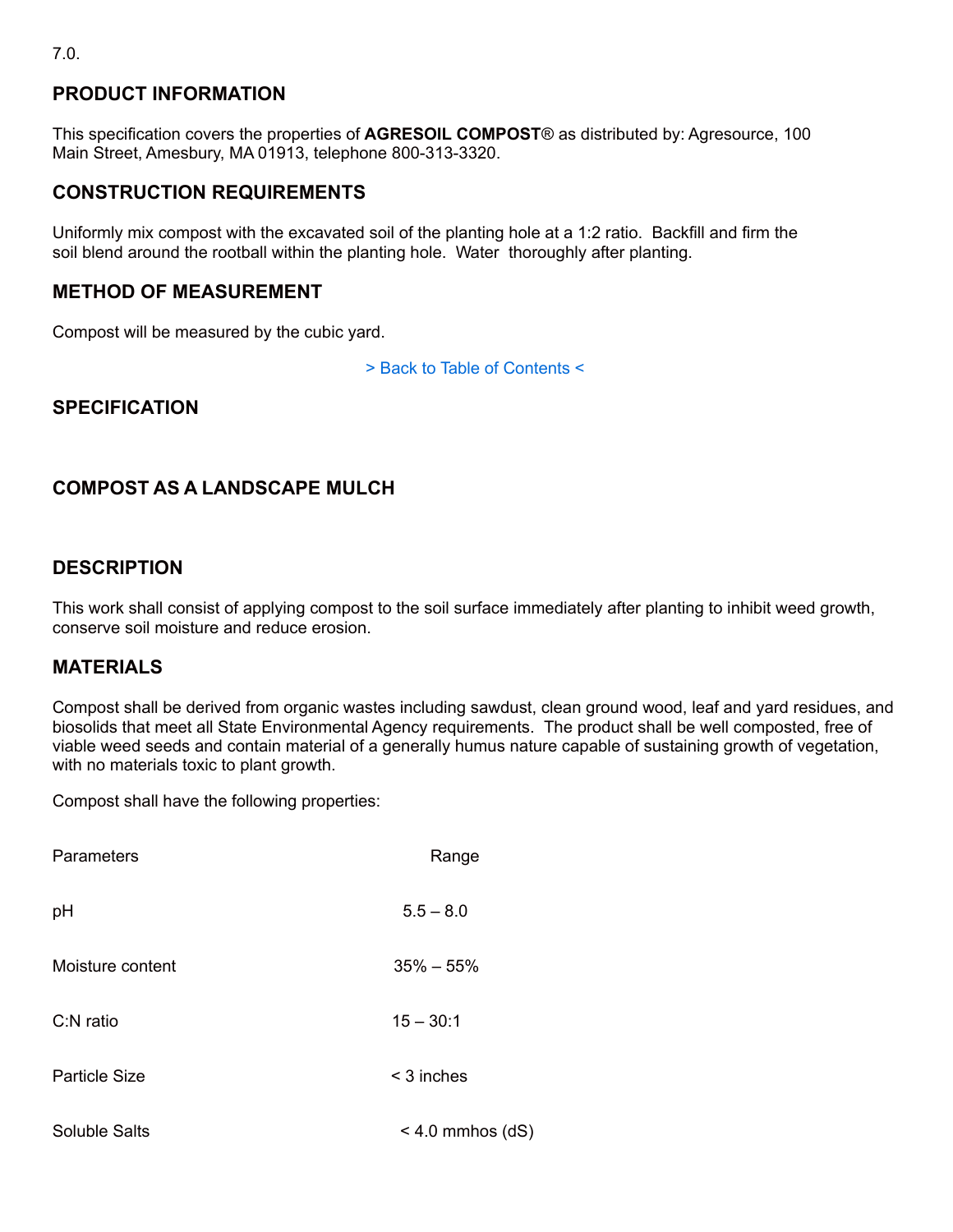7.0.

## PRODUCT INFORMATION

This specification covers the properties of **AGRESOIL COMPOST**® as distributed by: Agresource, 100 Main Street, Amesbury, MA 01913, telephone 800-313-3320.

## CONSTRUCTION REQUIREMENTS

Uniformly mix compost with the excavated soil of the planting hole at a 1:2 ratio. Backfill and firm the soil blend around the rootball within the planting hole. Water thoroughly after planting.

## METHOD OF MEASUREMENT

Compost will be measured by the cubic yard.

> Back to Table of Contents <

## SPECIFICATION

## COMPOST AS A LANDSCAPE MULCH

## DESCRIPTION

This work shall consist of applying compost to the soil surface immediately after planting to inhibit weed growth, conserve soil moisture and reduce erosion.

## MATERIALS

Compost shall be derived from organic wastes including sawdust, clean ground wood, leaf and yard residues, and biosolids that meet all State Environmental Agency requirements. The product shall be well composted, free of viable weed seeds and contain material of a generally humus nature capable of sustaining growth of vegetation, with no materials toxic to plant growth.

Compost shall have the following properties:

| Parameters | Range |
|---|---|
| pH | 5.5 – 8.0 |
| Moisture content | 35% – 55% |
| C:N ratio | 15 – 30:1 |
| Particle Size | < 3 inches |
| Soluble Salts | < 4.0 mmhos (dS) |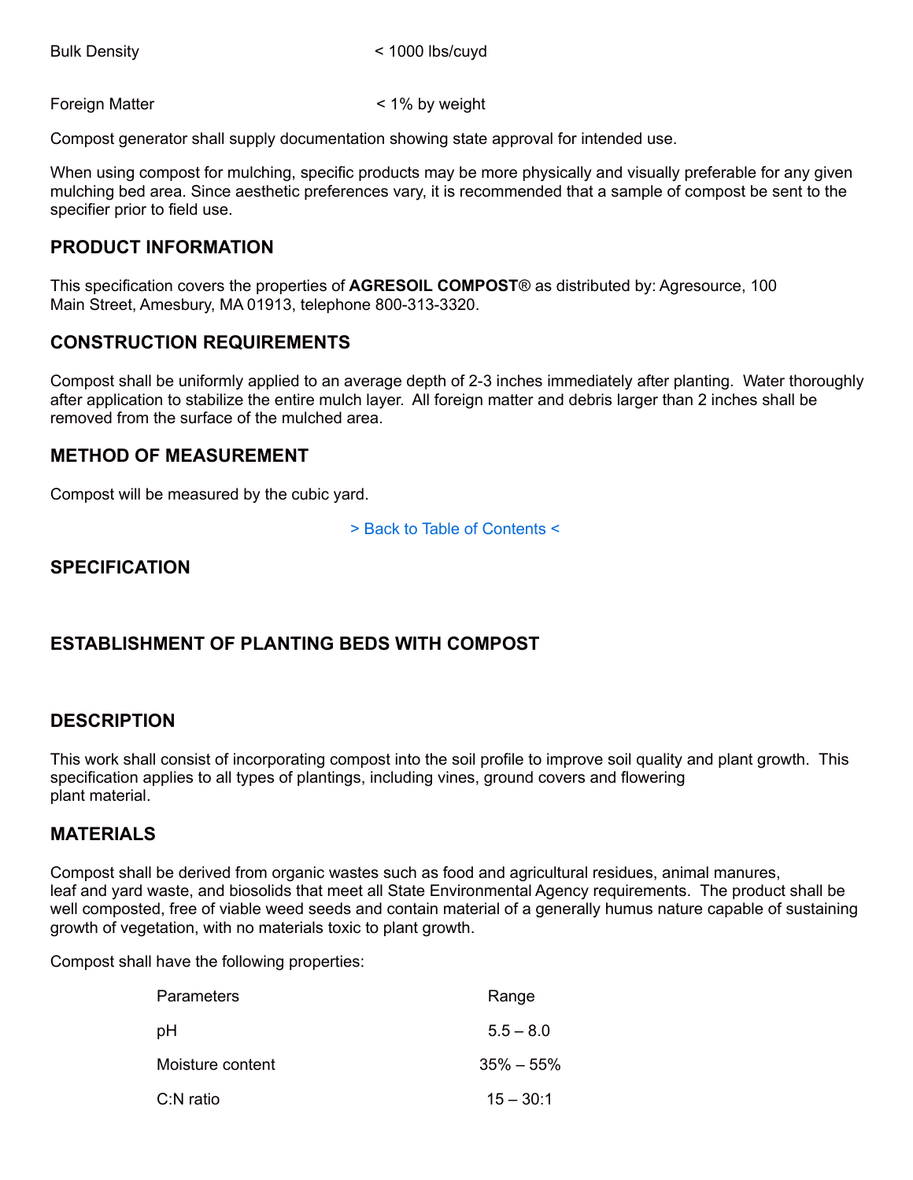| | |
|---|---|
| Bulk Density | < 1000 lbs/cuyd |
| Foreign Matter | < 1% by weight |

Compost generator shall supply documentation showing state approval for intended use.

When using compost for mulching, specific products may be more physically and visually preferable for any given mulching bed area. Since aesthetic preferences vary, it is recommended that a sample of compost be sent to the specifier prior to field use.

## PRODUCT INFORMATION

This specification covers the properties of **AGRESOIL COMPOST®** as distributed by: Agresource, 100 Main Street, Amesbury, MA 01913, telephone 800-313-3320.

## CONSTRUCTION REQUIREMENTS

Compost shall be uniformly applied to an average depth of 2-3 inches immediately after planting. Water thoroughly after application to stabilize the entire mulch layer. All foreign matter and debris larger than 2 inches shall be removed from the surface of the mulched area.

## METHOD OF MEASUREMENT

Compost will be measured by the cubic yard.

> Back to Table of Contents <

## SPECIFICATION

## ESTABLISHMENT OF PLANTING BEDS WITH COMPOST

## DESCRIPTION

This work shall consist of incorporating compost into the soil profile to improve soil quality and plant growth. This specification applies to all types of plantings, including vines, ground covers and flowering plant material.

## MATERIALS

Compost shall be derived from organic wastes such as food and agricultural residues, animal manures, leaf and yard waste, and biosolids that meet all State Environmental Agency requirements. The product shall be well composted, free of viable weed seeds and contain material of a generally humus nature capable of sustaining growth of vegetation, with no materials toxic to plant growth.

Compost shall have the following properties:

| Parameters | Range |
|---|---|
| pH | 5.5 – 8.0 |
| Moisture content | 35% – 55% |
| C:N ratio | 15 – 30:1 |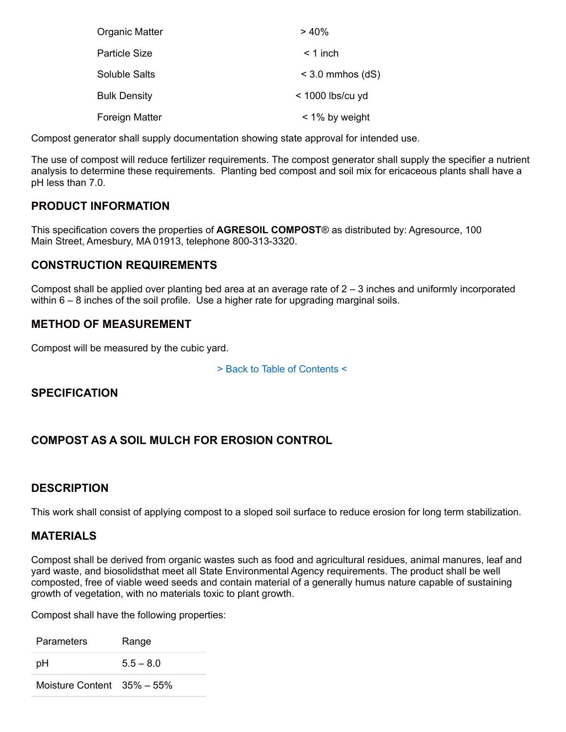| | |
|---|---|
| Organic Matter | > 40% |
| Particle Size | < 1 inch |
| Soluble Salts | < 3.0 mmhos (dS) |
| Bulk Density | < 1000 lbs/cu yd |
| Foreign Matter | < 1% by weight |

Compost generator shall supply documentation showing state approval for intended use.

The use of compost will reduce fertilizer requirements. The compost generator shall supply the specifier a nutrient analysis to determine these requirements. Planting bed compost and soil mix for ericaceous plants shall have a pH less than 7.0.

## PRODUCT INFORMATION

This specification covers the properties of **AGRESOIL COMPOST**® as distributed by: Agresource, 100 Main Street, Amesbury, MA 01913, telephone 800-313-3320.

## CONSTRUCTION REQUIREMENTS

Compost shall be applied over planting bed area at an average rate of 2 – 3 inches and uniformly incorporated within 6 – 8 inches of the soil profile. Use a higher rate for upgrading marginal soils.

## METHOD OF MEASUREMENT

Compost will be measured by the cubic yard.

> Back to Table of Contents <

## SPECIFICATION

## COMPOST AS A SOIL MULCH FOR EROSION CONTROL

## DESCRIPTION

This work shall consist of applying compost to a sloped soil surface to reduce erosion for long term stabilization.

## MATERIALS

Compost shall be derived from organic wastes such as food and agricultural residues, animal manures, leaf and yard waste, and biosolidsthat meet all State Environmental Agency requirements. The product shall be well composted, free of viable weed seeds and contain material of a generally humus nature capable of sustaining growth of vegetation, with no materials toxic to plant growth.

Compost shall have the following properties:

| Parameters | Range |
|---|---|
| pH | 5.5 – 8.0 |
| Moisture Content | 35% – 55% |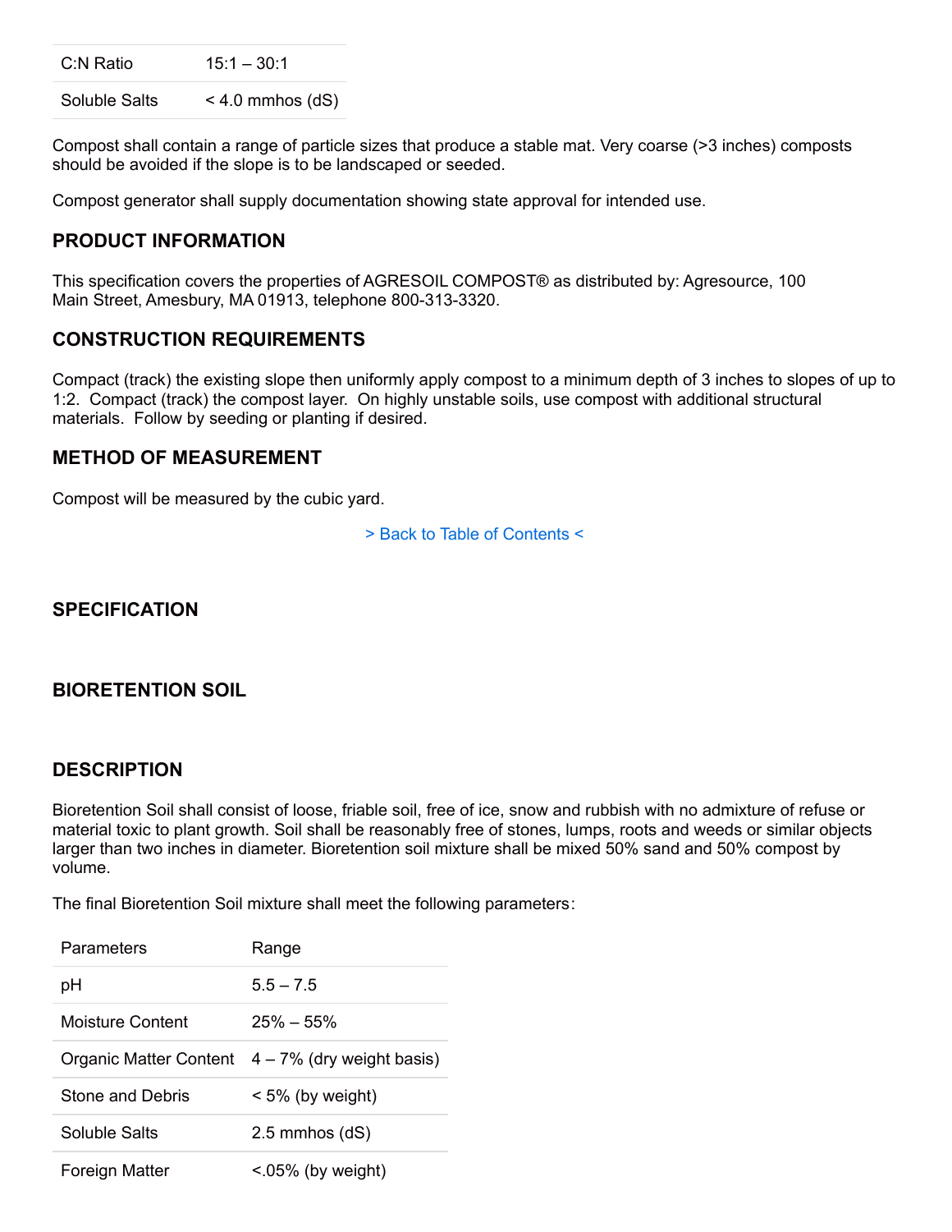| C:N Ratio | 15:1 – 30:1 |
|---|---|
| Soluble Salts | < 4.0 mmhos (dS) |

Compost shall contain a range of particle sizes that produce a stable mat. Very coarse (>3 inches) composts should be avoided if the slope is to be landscaped or seeded.

Compost generator shall supply documentation showing state approval for intended use.

## PRODUCT INFORMATION

This specification covers the properties of AGRESOIL COMPOST® as distributed by: Agresource, 100 Main Street, Amesbury, MA 01913, telephone 800-313-3320.

## CONSTRUCTION REQUIREMENTS

Compact (track) the existing slope then uniformly apply compost to a minimum depth of 3 inches to slopes of up to 1:2. Compact (track) the compost layer. On highly unstable soils, use compost with additional structural materials. Follow by seeding or planting if desired.

## METHOD OF MEASUREMENT

Compost will be measured by the cubic yard.

> Back to Table of Contents <

## SPECIFICATION

## BIORETENTION SOIL

## DESCRIPTION

Bioretention Soil shall consist of loose, friable soil, free of ice, snow and rubbish with no admixture of refuse or material toxic to plant growth. Soil shall be reasonably free of stones, lumps, roots and weeds or similar objects larger than two inches in diameter. Bioretention soil mixture shall be mixed 50% sand and 50% compost by volume.

The final Bioretention Soil mixture shall meet the following parameters:

| Parameters | Range |
|---|---|
| pH | 5.5 – 7.5 |
| Moisture Content | 25% – 55% |
| Organic Matter Content | 4 – 7% (dry weight basis) |
| Stone and Debris | < 5% (by weight) |
| Soluble Salts | 2.5 mmhos (dS) |
| Foreign Matter | <.05% (by weight) |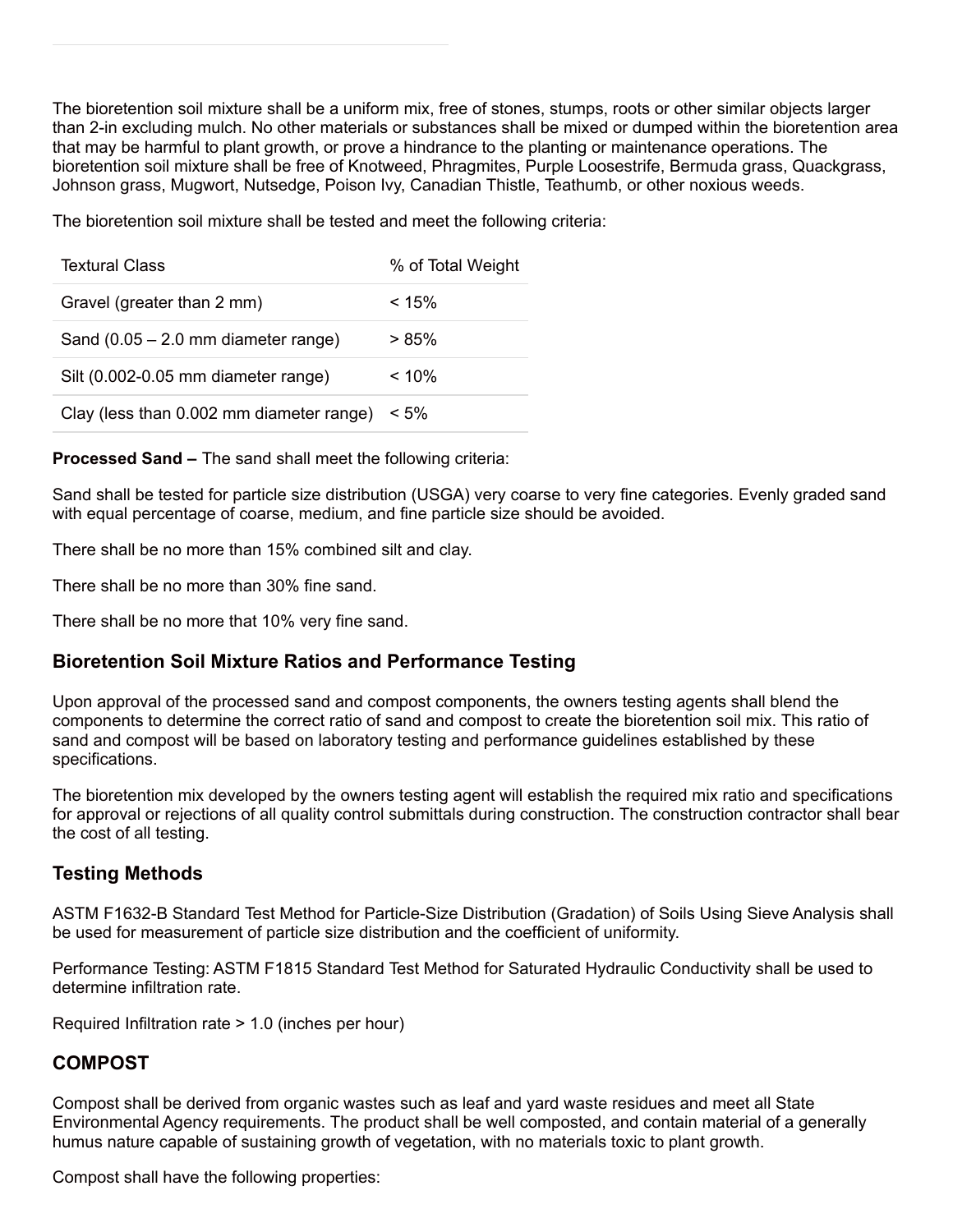The bioretention soil mixture shall be a uniform mix, free of stones, stumps, roots or other similar objects larger than 2-in excluding mulch. No other materials or substances shall be mixed or dumped within the bioretention area that may be harmful to plant growth, or prove a hindrance to the planting or maintenance operations. The bioretention soil mixture shall be free of Knotweed, Phragmites, Purple Loosestrife, Bermuda grass, Quackgrass, Johnson grass, Mugwort, Nutsedge, Poison Ivy, Canadian Thistle, Teathumb, or other noxious weeds.

The bioretention soil mixture shall be tested and meet the following criteria:

| Textural Class | % of Total Weight |
|---|---|
| Gravel (greater than 2 mm) | < 15% |
| Sand (0.05 – 2.0 mm diameter range) | > 85% |
| Silt (0.002-0.05 mm diameter range) | < 10% |
| Clay (less than 0.002 mm diameter range) | < 5% |

**Processed Sand –** The sand shall meet the following criteria:

Sand shall be tested for particle size distribution (USGA) very coarse to very fine categories. Evenly graded sand with equal percentage of coarse, medium, and fine particle size should be avoided.

There shall be no more than 15% combined silt and clay.

There shall be no more than 30% fine sand.

There shall be no more that 10% very fine sand.

### Bioretention Soil Mixture Ratios and Performance Testing

Upon approval of the processed sand and compost components, the owners testing agents shall blend the components to determine the correct ratio of sand and compost to create the bioretention soil mix. This ratio of sand and compost will be based on laboratory testing and performance guidelines established by these specifications.

The bioretention mix developed by the owners testing agent will establish the required mix ratio and specifications for approval or rejections of all quality control submittals during construction. The construction contractor shall bear the cost of all testing.

### Testing Methods

ASTM F1632-B Standard Test Method for Particle-Size Distribution (Gradation) of Soils Using Sieve Analysis shall be used for measurement of particle size distribution and the coefficient of uniformity.

Performance Testing: ASTM F1815 Standard Test Method for Saturated Hydraulic Conductivity shall be used to determine infiltration rate.

Required Infiltration rate > 1.0 (inches per hour)

### COMPOST

Compost shall be derived from organic wastes such as leaf and yard waste residues and meet all State Environmental Agency requirements. The product shall be well composted, and contain material of a generally humus nature capable of sustaining growth of vegetation, with no materials toxic to plant growth.

Compost shall have the following properties: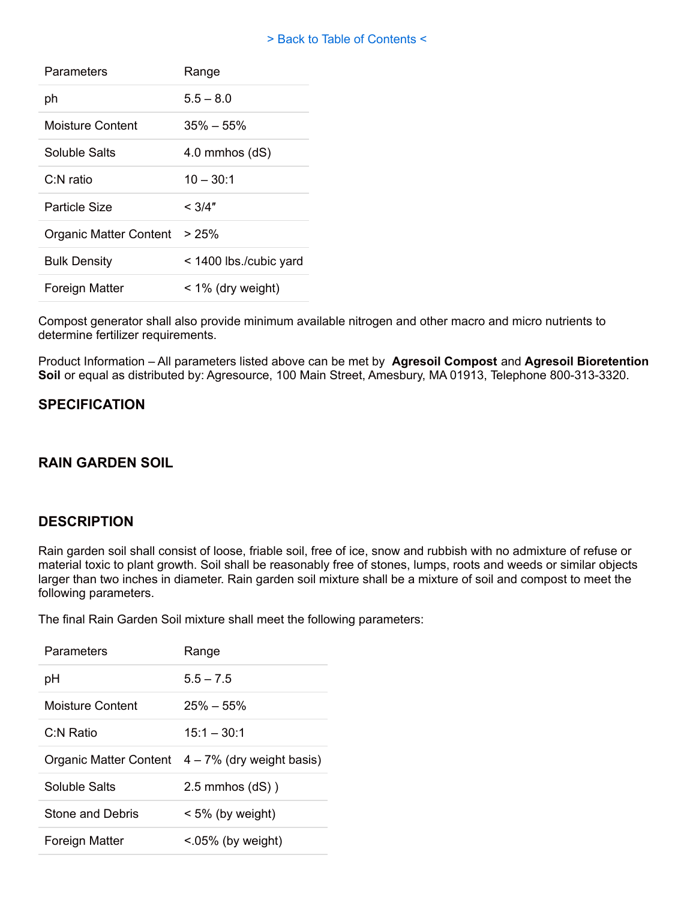[> Back to Table of Contents <]

| Parameters | Range |
|---|---|
| ph | 5.5 – 8.0 |
| Moisture Content | 35% – 55% |
| Soluble Salts | 4.0 mmhos (dS) |
| C:N ratio | 10 – 30:1 |
| Particle Size | < 3/4″ |
| Organic Matter Content | > 25% |
| Bulk Density | < 1400 lbs./cubic yard |
| Foreign Matter | < 1% (dry weight) |

Compost generator shall also provide minimum available nitrogen and other macro and micro nutrients to determine fertilizer requirements.

Product Information – All parameters listed above can be met by **Agresoil Compost** and **Agresoil Bioretention Soil** or equal as distributed by: Agresource, 100 Main Street, Amesbury, MA 01913, Telephone 800-313-3320.

## SPECIFICATION

## RAIN GARDEN SOIL

## DESCRIPTION

Rain garden soil shall consist of loose, friable soil, free of ice, snow and rubbish with no admixture of refuse or material toxic to plant growth. Soil shall be reasonably free of stones, lumps, roots and weeds or similar objects larger than two inches in diameter. Rain garden soil mixture shall be a mixture of soil and compost to meet the following parameters.

The final Rain Garden Soil mixture shall meet the following parameters:

| Parameters | Range |
|---|---|
| pH | 5.5 – 7.5 |
| Moisture Content | 25% – 55% |
| C:N Ratio | 15:1 – 30:1 |
| Organic Matter Content | 4 – 7% (dry weight basis) |
| Soluble Salts | 2.5 mmhos (dS) ) |
| Stone and Debris | < 5% (by weight) |
| Foreign Matter | <.05% (by weight) |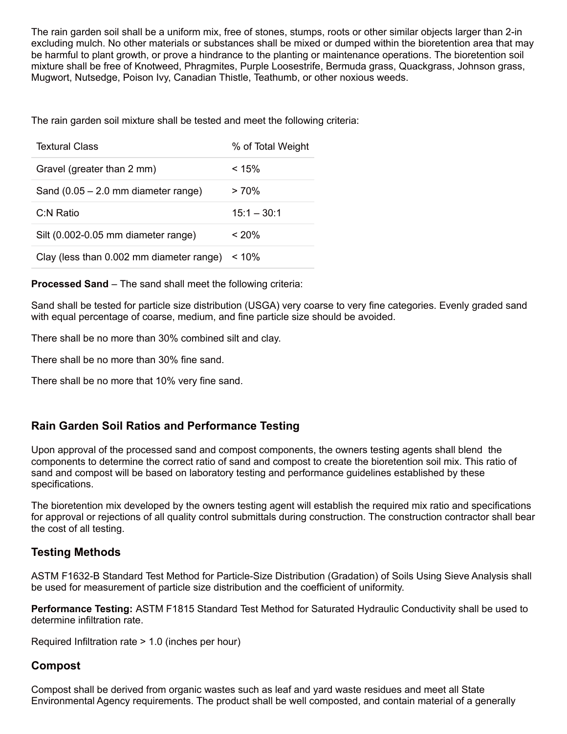The rain garden soil shall be a uniform mix, free of stones, stumps, roots or other similar objects larger than 2-in excluding mulch. No other materials or substances shall be mixed or dumped within the bioretention area that may be harmful to plant growth, or prove a hindrance to the planting or maintenance operations. The bioretention soil mixture shall be free of Knotweed, Phragmites, Purple Loosestrife, Bermuda grass, Quackgrass, Johnson grass, Mugwort, Nutsedge, Poison Ivy, Canadian Thistle, Teathumb, or other noxious weeds.

The rain garden soil mixture shall be tested and meet the following criteria:

| Textural Class | % of Total Weight |
|---|---|
| Gravel (greater than 2 mm) | < 15% |
| Sand (0.05 – 2.0 mm diameter range) | > 70% |
| C:N Ratio | 15:1 – 30:1 |
| Silt (0.002-0.05 mm diameter range) | < 20% |
| Clay (less than 0.002 mm diameter range) | < 10% |

**Processed Sand** – The sand shall meet the following criteria:

Sand shall be tested for particle size distribution (USGA) very coarse to very fine categories. Evenly graded sand with equal percentage of coarse, medium, and fine particle size should be avoided.

There shall be no more than 30% combined silt and clay.

There shall be no more than 30% fine sand.

There shall be no more that 10% very fine sand.

## Rain Garden Soil Ratios and Performance Testing

Upon approval of the processed sand and compost components, the owners testing agents shall blend the components to determine the correct ratio of sand and compost to create the bioretention soil mix. This ratio of sand and compost will be based on laboratory testing and performance guidelines established by these specifications.

The bioretention mix developed by the owners testing agent will establish the required mix ratio and specifications for approval or rejections of all quality control submittals during construction. The construction contractor shall bear the cost of all testing.

## Testing Methods

ASTM F1632-B Standard Test Method for Particle-Size Distribution (Gradation) of Soils Using Sieve Analysis shall be used for measurement of particle size distribution and the coefficient of uniformity.

**Performance Testing:** ASTM F1815 Standard Test Method for Saturated Hydraulic Conductivity shall be used to determine infiltration rate.

Required Infiltration rate > 1.0 (inches per hour)

## Compost

Compost shall be derived from organic wastes such as leaf and yard waste residues and meet all State Environmental Agency requirements. The product shall be well composted, and contain material of a generally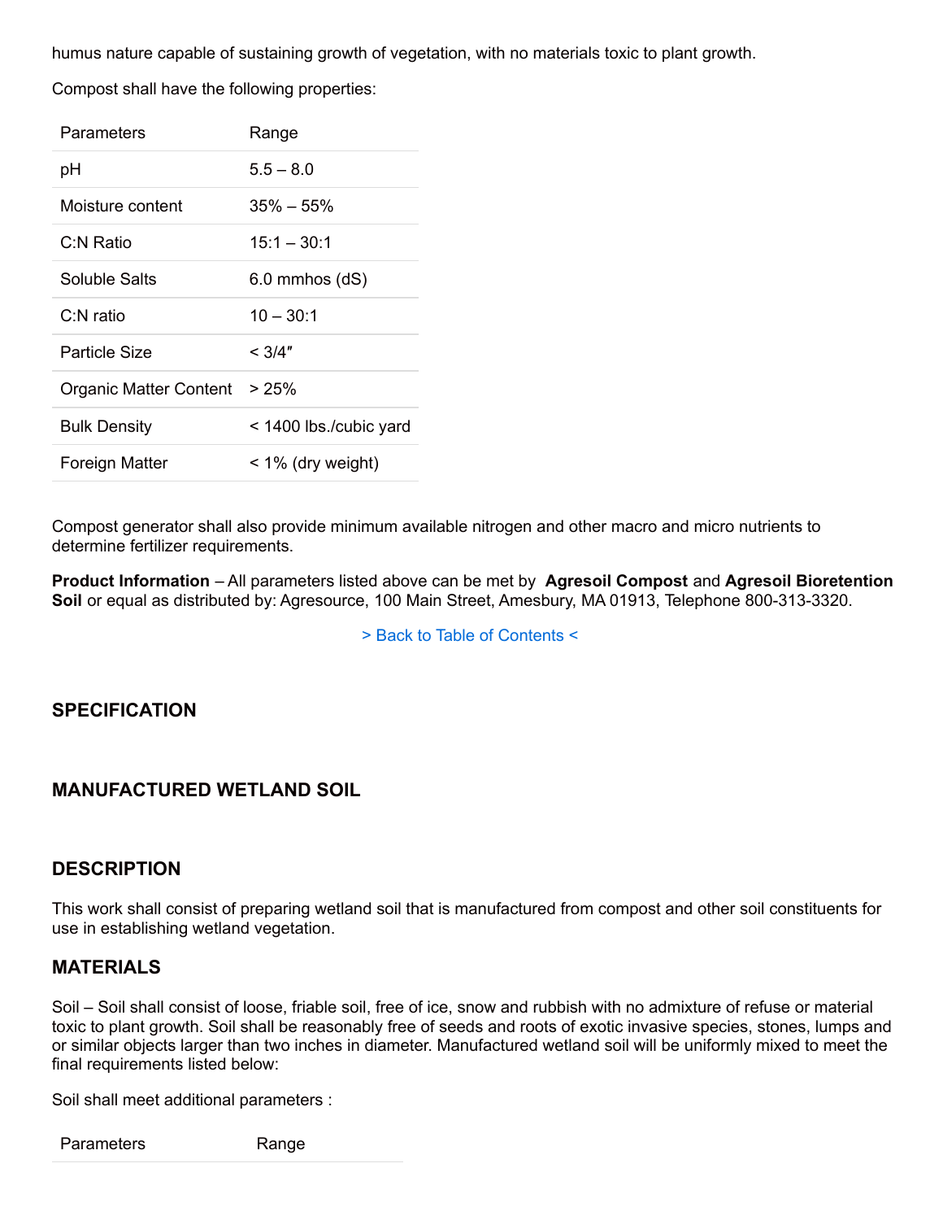humus nature capable of sustaining growth of vegetation, with no materials toxic to plant growth.

Compost shall have the following properties:

| Parameters | Range |
|---|---|
| pH | 5.5 – 8.0 |
| Moisture content | 35% – 55% |
| C:N Ratio | 15:1 – 30:1 |
| Soluble Salts | 6.0 mmhos (dS) |
| C:N ratio | 10 – 30:1 |
| Particle Size | < 3/4″ |
| Organic Matter Content | > 25% |
| Bulk Density | < 1400 lbs./cubic yard |
| Foreign Matter | < 1% (dry weight) |

Compost generator shall also provide minimum available nitrogen and other macro and micro nutrients to determine fertilizer requirements.

**Product Information** – All parameters listed above can be met by **Agresoil Compost** and **Agresoil Bioretention Soil** or equal as distributed by: Agresource, 100 Main Street, Amesbury, MA 01913, Telephone 800-313-3320.

> Back to Table of Contents <

## SPECIFICATION

## MANUFACTURED WETLAND SOIL

### DESCRIPTION

This work shall consist of preparing wetland soil that is manufactured from compost and other soil constituents for use in establishing wetland vegetation.

### MATERIALS

Soil – Soil shall consist of loose, friable soil, free of ice, snow and rubbish with no admixture of refuse or material toxic to plant growth. Soil shall be reasonably free of seeds and roots of exotic invasive species, stones, lumps and or similar objects larger than two inches in diameter. Manufactured wetland soil will be uniformly mixed to meet the final requirements listed below:

Soil shall meet additional parameters :

| Parameters | Range |
|---|---|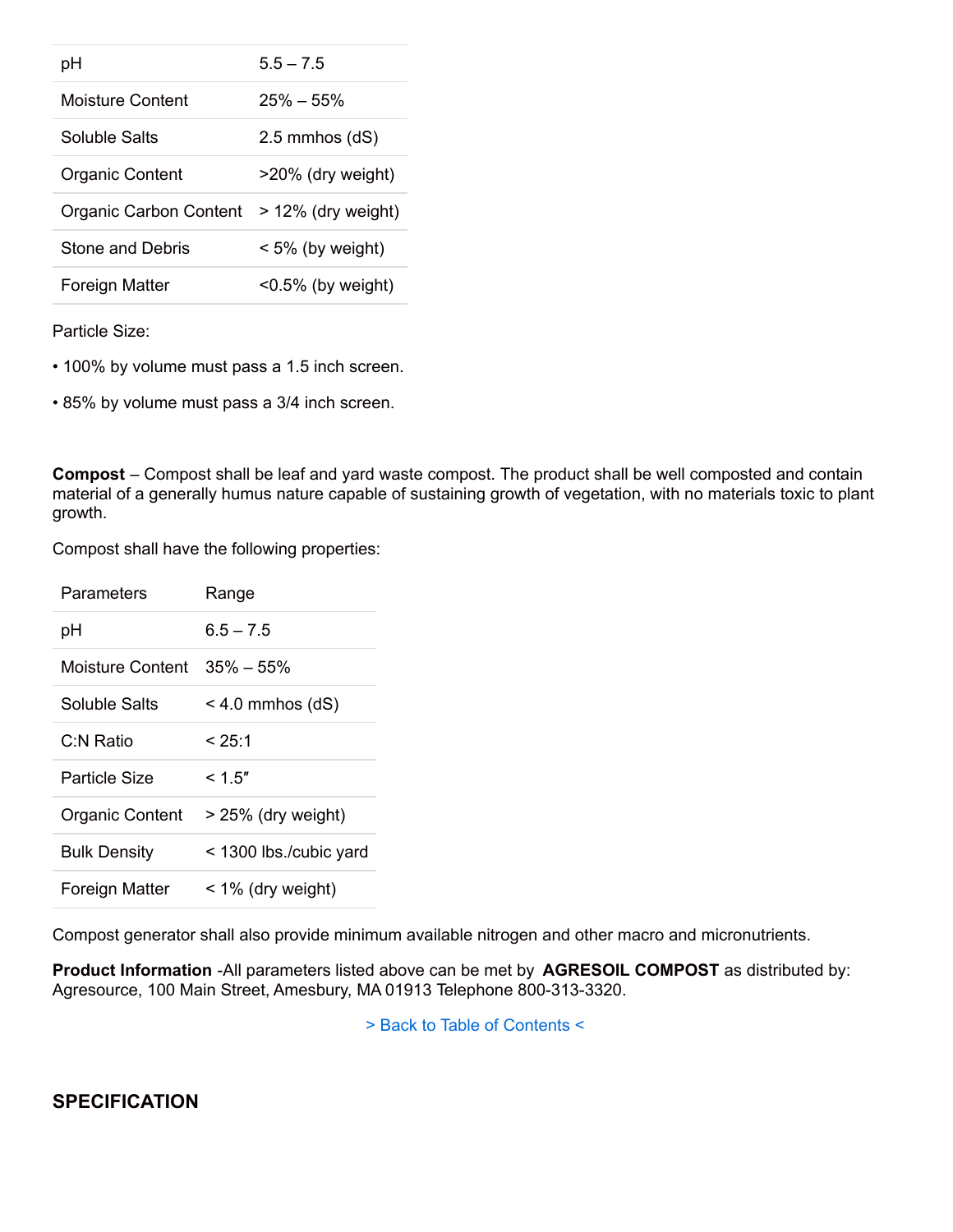| | |
|---|---|
| pH | 5.5 – 7.5 |
| Moisture Content | 25% – 55% |
| Soluble Salts | 2.5 mmhos (dS) |
| Organic Content | >20% (dry weight) |
| Organic Carbon Content | > 12% (dry weight) |
| Stone and Debris | < 5% (by weight) |
| Foreign Matter | <0.5% (by weight) |

Particle Size:

• 100% by volume must pass a 1.5 inch screen.

• 85% by volume must pass a 3/4 inch screen.

**Compost** – Compost shall be leaf and yard waste compost. The product shall be well composted and contain material of a generally humus nature capable of sustaining growth of vegetation, with no materials toxic to plant growth.

Compost shall have the following properties:

| Parameters | Range |
|---|---|
| pH | 6.5 – 7.5 |
| Moisture Content | 35% – 55% |
| Soluble Salts | < 4.0 mmhos (dS) |
| C:N Ratio | < 25:1 |
| Particle Size | < 1.5″ |
| Organic Content | > 25% (dry weight) |
| Bulk Density | < 1300 lbs./cubic yard |
| Foreign Matter | < 1% (dry weight) |

Compost generator shall also provide minimum available nitrogen and other macro and micronutrients.

**Product Information** -All parameters listed above can be met by **AGRESOIL COMPOST** as distributed by: Agresource, 100 Main Street, Amesbury, MA 01913 Telephone 800-313-3320.

> Back to Table of Contents <

## SPECIFICATION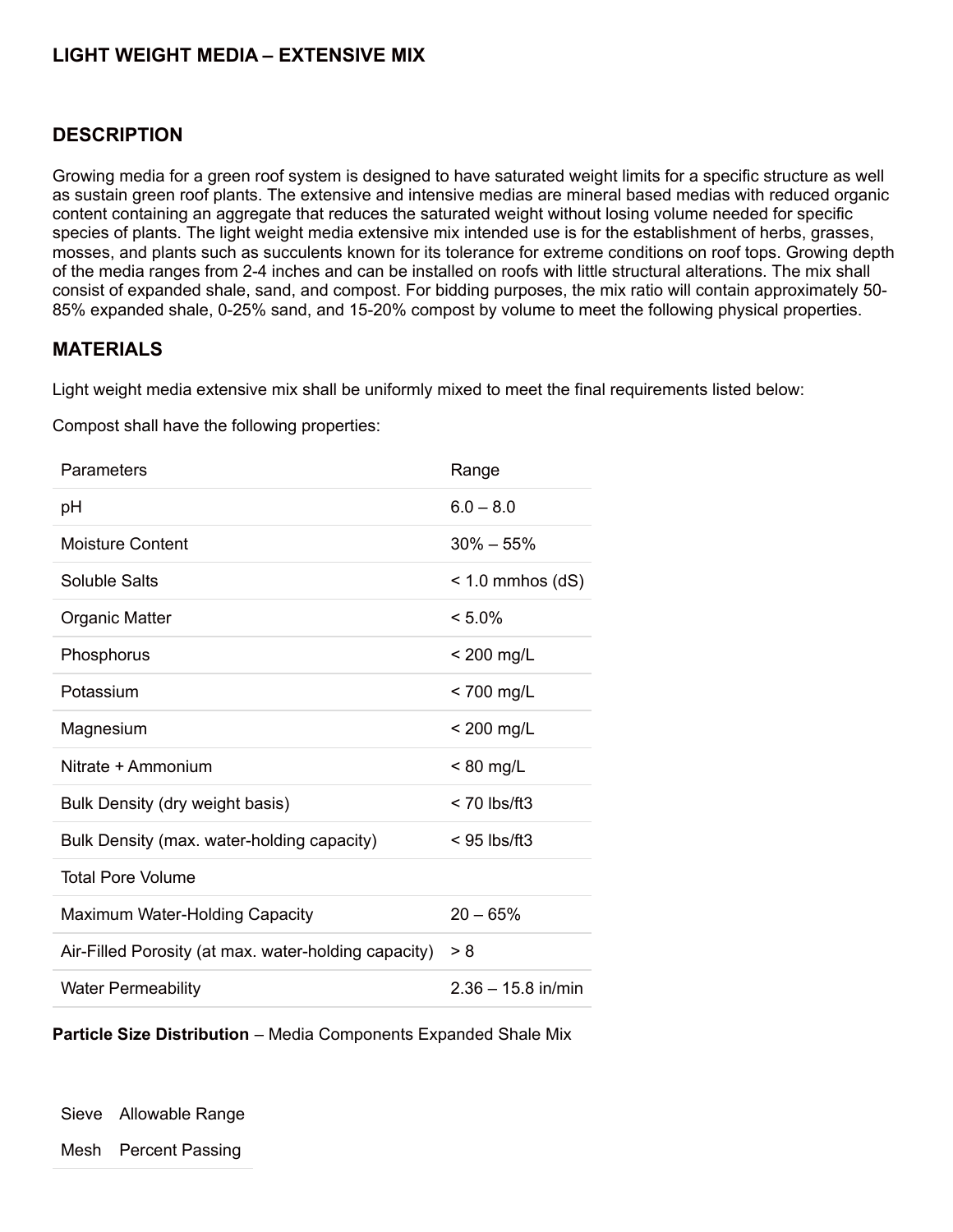## LIGHT WEIGHT MEDIA – EXTENSIVE MIX

### DESCRIPTION

Growing media for a green roof system is designed to have saturated weight limits for a specific structure as well as sustain green roof plants. The extensive and intensive medias are mineral based medias with reduced organic content containing an aggregate that reduces the saturated weight without losing volume needed for specific species of plants. The light weight media extensive mix intended use is for the establishment of herbs, grasses, mosses, and plants such as succulents known for its tolerance for extreme conditions on roof tops. Growing depth of the media ranges from 2-4 inches and can be installed on roofs with little structural alterations. The mix shall consist of expanded shale, sand, and compost. For bidding purposes, the mix ratio will contain approximately 50-85% expanded shale, 0-25% sand, and 15-20% compost by volume to meet the following physical properties.

### MATERIALS

Light weight media extensive mix shall be uniformly mixed to meet the final requirements listed below:

Compost shall have the following properties:

| Parameters | Range |
|---|---|
| pH | 6.0 – 8.0 |
| Moisture Content | 30% – 55% |
| Soluble Salts | < 1.0 mmhos (dS) |
| Organic Matter | < 5.0% |
| Phosphorus | < 200 mg/L |
| Potassium | < 700 mg/L |
| Magnesium | < 200 mg/L |
| Nitrate + Ammonium | < 80 mg/L |
| Bulk Density (dry weight basis) | < 70 lbs/ft3 |
| Bulk Density (max. water-holding capacity) | < 95 lbs/ft3 |
| Total Pore Volume | |
| Maximum Water-Holding Capacity | 20 – 65% |
| Air-Filled Porosity (at max. water-holding capacity) | > 8 |
| Water Permeability | 2.36 – 15.8 in/min |

**Particle Size Distribution** – Media Components Expanded Shale Mix

| Sieve | Allowable Range |
|---|---|
| Mesh | Percent Passing |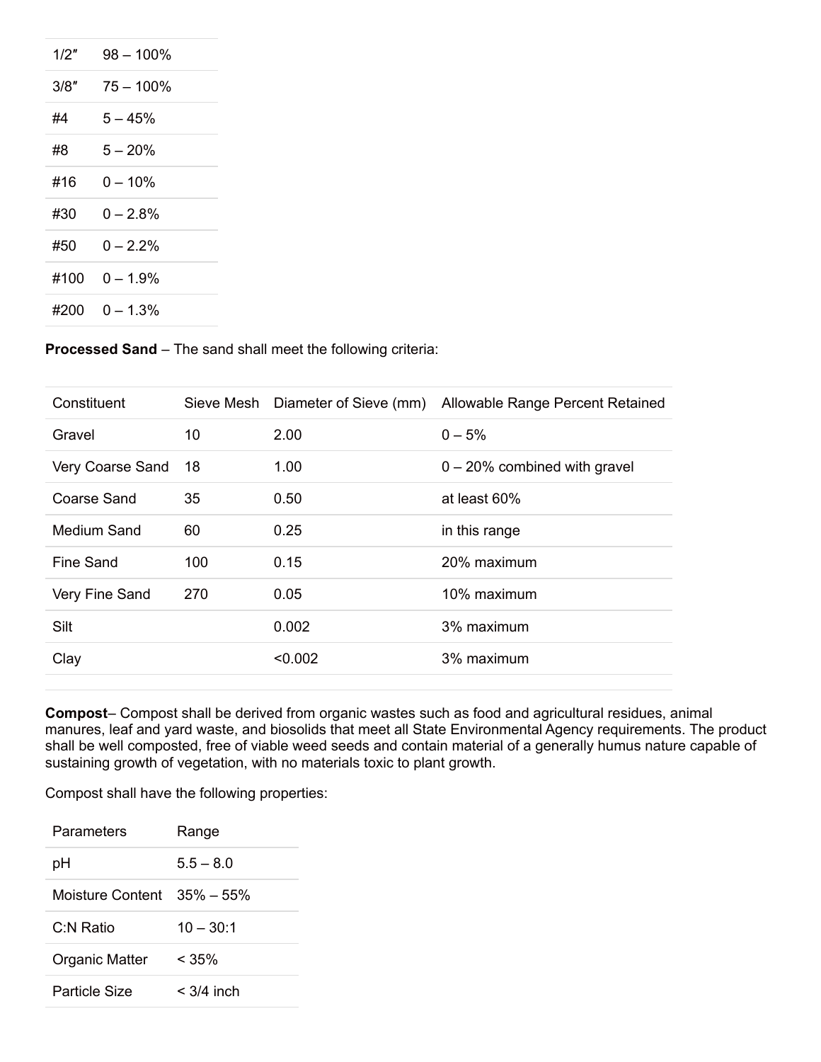| | |
|---|---|
| 1/2″ | 98 – 100% |
| 3/8″ | 75 – 100% |
| #4 | 5 – 45% |
| #8 | 5 – 20% |
| #16 | 0 – 10% |
| #30 | 0 – 2.8% |
| #50 | 0 – 2.2% |
| #100 | 0 – 1.9% |
| #200 | 0 – 1.3% |

**Processed Sand** – The sand shall meet the following criteria:

| Constituent | Sieve Mesh | Diameter of Sieve (mm) | Allowable Range Percent Retained |
|---|---|---|---|
| Gravel | 10 | 2.00 | 0 – 5% |
| Very Coarse Sand | 18 | 1.00 | 0 – 20% combined with gravel |
| Coarse Sand | 35 | 0.50 | at least 60% |
| Medium Sand | 60 | 0.25 | in this range |
| Fine Sand | 100 | 0.15 | 20% maximum |
| Very Fine Sand | 270 | 0.05 | 10% maximum |
| Silt | | 0.002 | 3% maximum |
| Clay | | <0.002 | 3% maximum |

**Compost**– Compost shall be derived from organic wastes such as food and agricultural residues, animal manures, leaf and yard waste, and biosolids that meet all State Environmental Agency requirements. The product shall be well composted, free of viable weed seeds and contain material of a generally humus nature capable of sustaining growth of vegetation, with no materials toxic to plant growth.

Compost shall have the following properties:

| Parameters | Range |
|---|---|
| pH | 5.5 – 8.0 |
| Moisture Content | 35% – 55% |
| C:N Ratio | 10 – 30:1 |
| Organic Matter | < 35% |
| Particle Size | < 3/4 inch |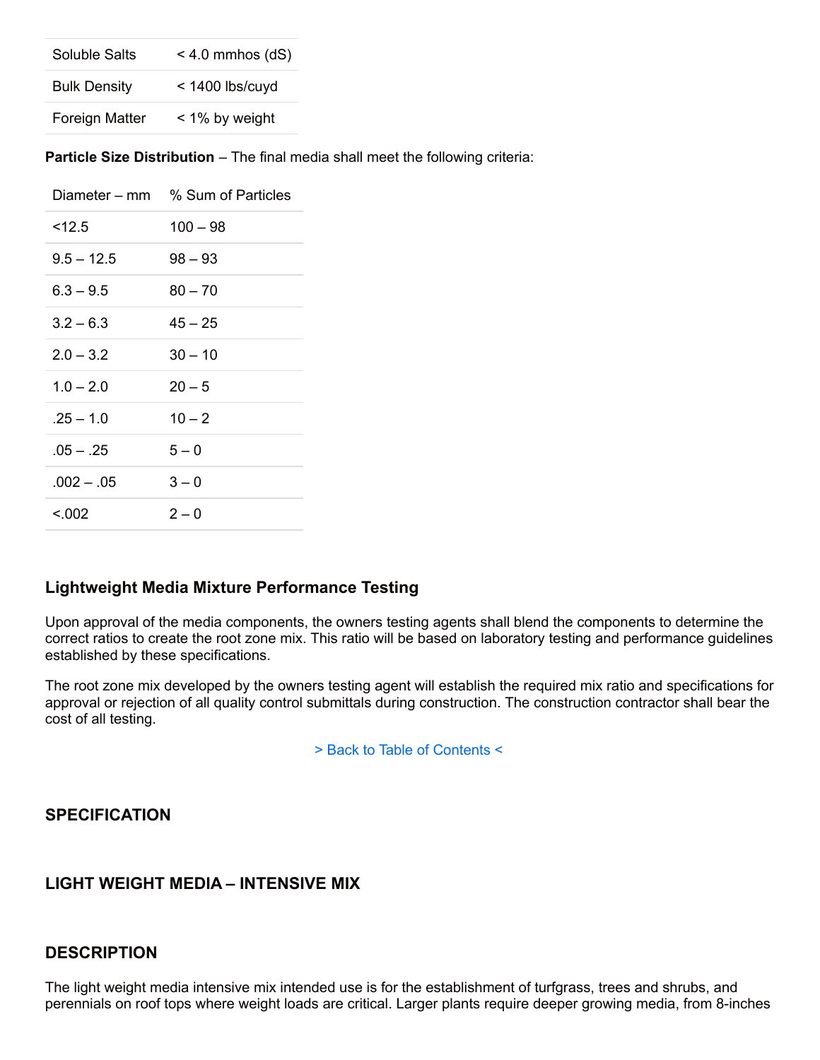| Soluble Salts | < 4.0 mmhos (dS) |
|---|---|
| Bulk Density | < 1400 lbs/cuyd |
| Foreign Matter | < 1% by weight |

**Particle Size Distribution** – The final media shall meet the following criteria:

| Diameter – mm | % Sum of Particles |
|---|---|
| <12.5 | 100 – 98 |
| 9.5 – 12.5 | 98 – 93 |
| 6.3 – 9.5 | 80 – 70 |
| 3.2 – 6.3 | 45 – 25 |
| 2.0 – 3.2 | 30 – 10 |
| 1.0 – 2.0 | 20 – 5 |
| .25 – 1.0 | 10 – 2 |
| .05 – .25 | 5 – 0 |
| .002 – .05 | 3 – 0 |
| <.002 | 2 – 0 |

### Lightweight Media Mixture Performance Testing

Upon approval of the media components, the owners testing agents shall blend the components to determine the correct ratios to create the root zone mix. This ratio will be based on laboratory testing and performance guidelines established by these specifications.

The root zone mix developed by the owners testing agent will establish the required mix ratio and specifications for approval or rejection of all quality control submittals during construction. The construction contractor shall bear the cost of all testing.

> Back to Table of Contents <

### SPECIFICATION

### LIGHT WEIGHT MEDIA – INTENSIVE MIX

### DESCRIPTION

The light weight media intensive mix intended use is for the establishment of turfgrass, trees and shrubs, and perennials on roof tops where weight loads are critical. Larger plants require deeper growing media, from 8-inches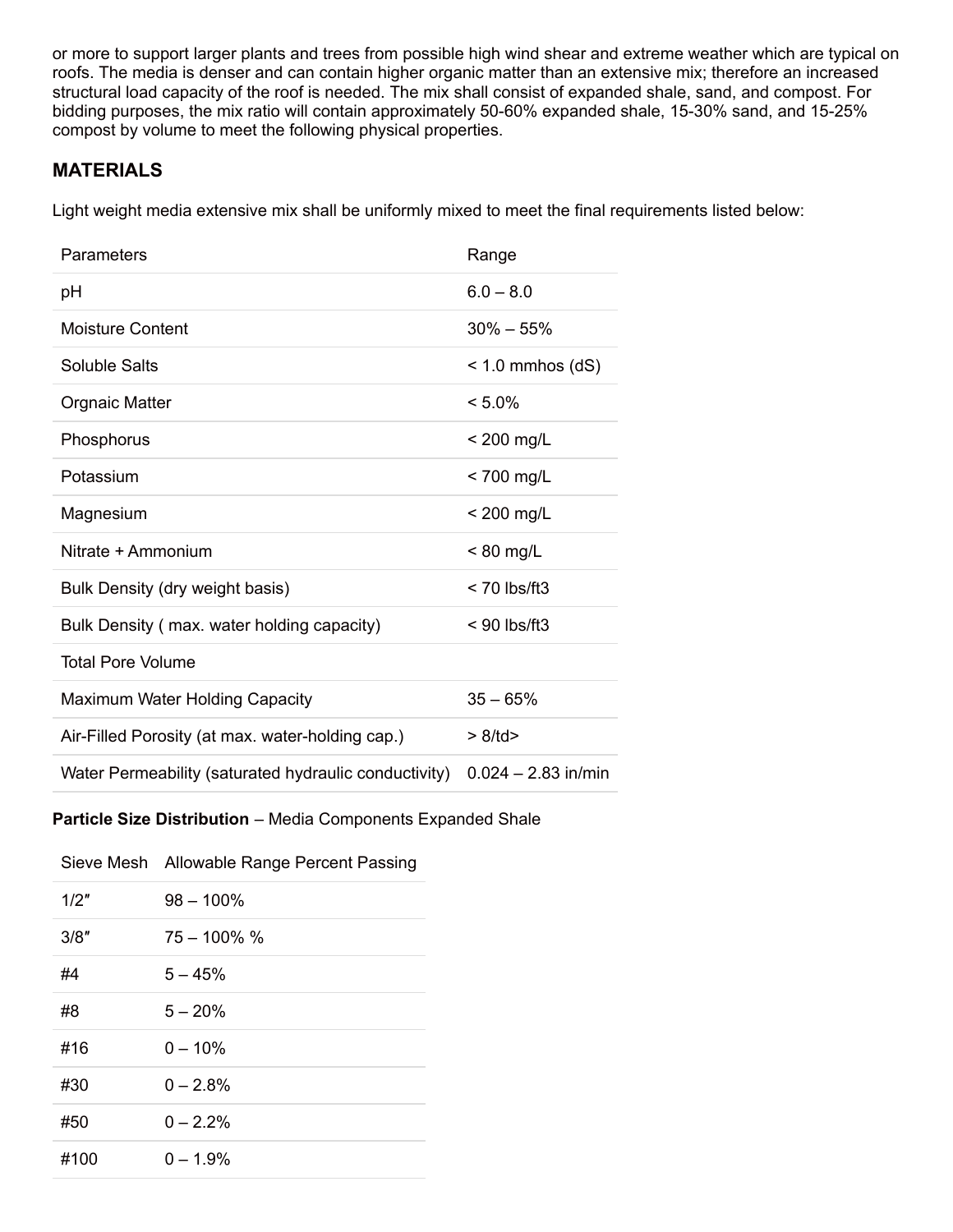or more to support larger plants and trees from possible high wind shear and extreme weather which are typical on roofs. The media is denser and can contain higher organic matter than an extensive mix; therefore an increased structural load capacity of the roof is needed. The mix shall consist of expanded shale, sand, and compost. For bidding purposes, the mix ratio will contain approximately 50-60% expanded shale, 15-30% sand, and 15-25% compost by volume to meet the following physical properties.

## MATERIALS

Light weight media extensive mix shall be uniformly mixed to meet the final requirements listed below:

| Parameters | Range |
|---|---|
| pH | 6.0 – 8.0 |
| Moisture Content | 30% – 55% |
| Soluble Salts | < 1.0 mmhos (dS) |
| Orgnaic Matter | < 5.0% |
| Phosphorus | < 200 mg/L |
| Potassium | < 700 mg/L |
| Magnesium | < 200 mg/L |
| Nitrate + Ammonium | < 80 mg/L |
| Bulk Density (dry weight basis) | < 70 lbs/ft3 |
| Bulk Density ( max. water holding capacity) | < 90 lbs/ft3 |
| Total Pore Volume | |
| Maximum Water Holding Capacity | 35 – 65% |
| Air-Filled Porosity (at max. water-holding cap.) | > 8/td> |
| Water Permeability (saturated hydraulic conductivity) | 0.024 – 2.83 in/min |

**Particle Size Distribution** – Media Components Expanded Shale

| Sieve Mesh | Allowable Range Percent Passing |
|---|---|
| 1/2″ | 98 – 100% |
| 3/8″ | 75 – 100% % |
| #4 | 5 – 45% |
| #8 | 5 – 20% |
| #16 | 0 – 10% |
| #30 | 0 – 2.8% |
| #50 | 0 – 2.2% |
| #100 | 0 – 1.9% |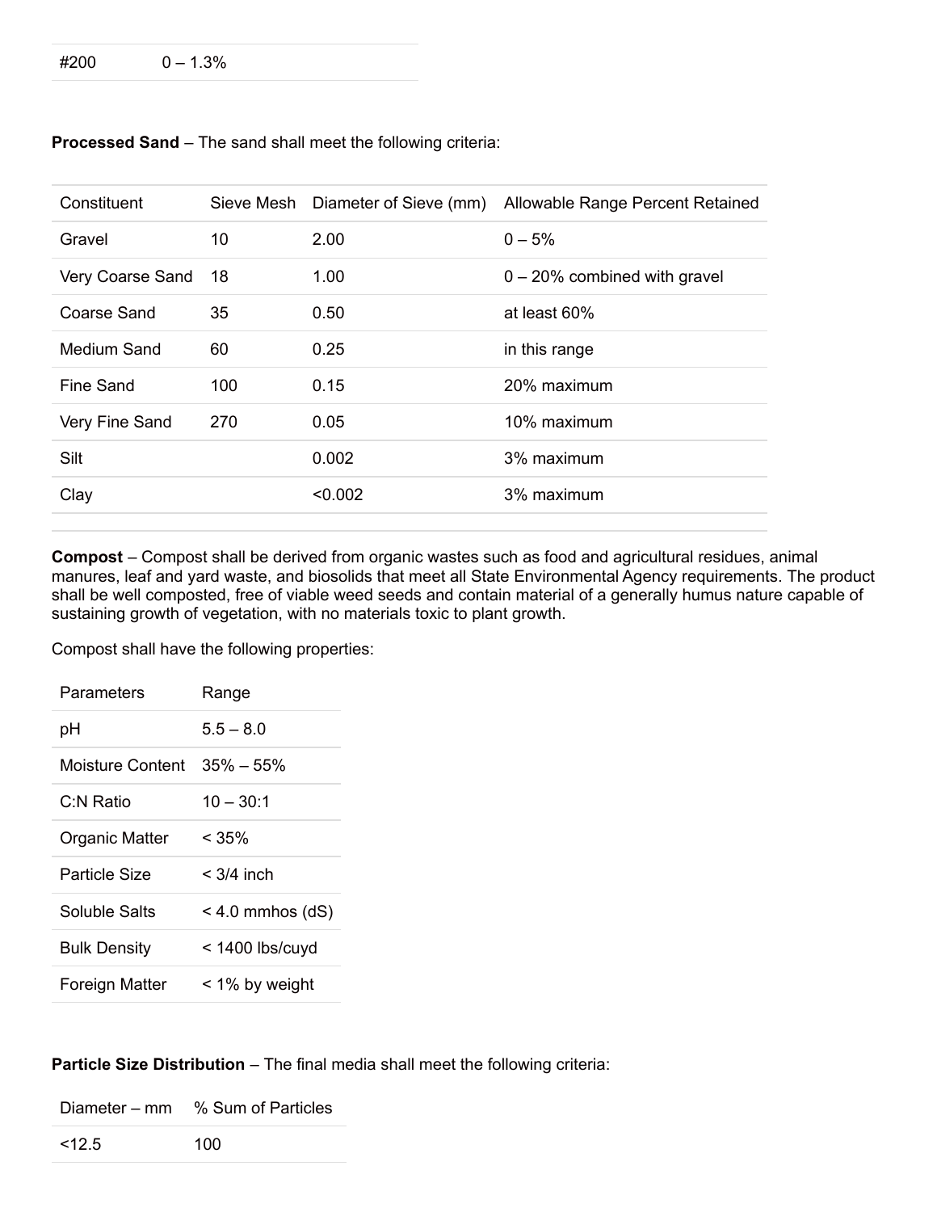| | |
|---|---|
| #200 | 0 – 1.3% |

**Processed Sand** – The sand shall meet the following criteria:

| Constituent | Sieve Mesh | Diameter of Sieve (mm) | Allowable Range Percent Retained |
|---|---|---|---|
| Gravel | 10 | 2.00 | 0 – 5% |
| Very Coarse Sand | 18 | 1.00 | 0 – 20% combined with gravel |
| Coarse Sand | 35 | 0.50 | at least 60% |
| Medium Sand | 60 | 0.25 | in this range |
| Fine Sand | 100 | 0.15 | 20% maximum |
| Very Fine Sand | 270 | 0.05 | 10% maximum |
| Silt | | 0.002 | 3% maximum |
| Clay | | <0.002 | 3% maximum |

**Compost** – Compost shall be derived from organic wastes such as food and agricultural residues, animal manures, leaf and yard waste, and biosolids that meet all State Environmental Agency requirements. The product shall be well composted, free of viable weed seeds and contain material of a generally humus nature capable of sustaining growth of vegetation, with no materials toxic to plant growth.

Compost shall have the following properties:

| Parameters | Range |
|---|---|
| pH | 5.5 – 8.0 |
| Moisture Content | 35% – 55% |
| C:N Ratio | 10 – 30:1 |
| Organic Matter | < 35% |
| Particle Size | < 3/4 inch |
| Soluble Salts | < 4.0 mmhos (dS) |
| Bulk Density | < 1400 lbs/cuyd |
| Foreign Matter | < 1% by weight |

**Particle Size Distribution** – The final media shall meet the following criteria:

| Diameter – mm | % Sum of Particles |
|---|---|
| <12.5 | 100 |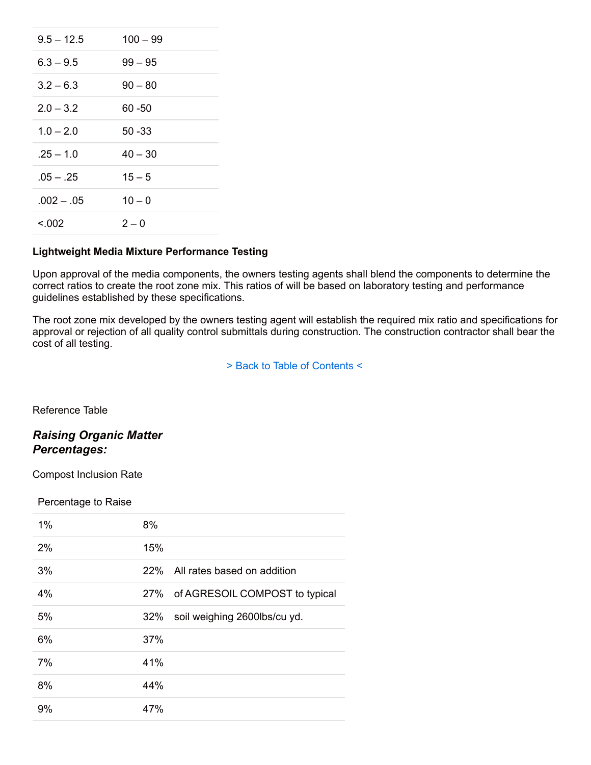| | |
|---|---|
| 9.5 – 12.5 | 100 – 99 |
| 6.3 – 9.5 | 99 – 95 |
| 3.2 – 6.3 | 90 – 80 |
| 2.0 – 3.2 | 60 -50 |
| 1.0 – 2.0 | 50 -33 |
| .25 – 1.0 | 40 – 30 |
| .05 – .25 | 15 – 5 |
| .002 – .05 | 10 – 0 |
| <.002 | 2 – 0 |

**Lightweight Media Mixture Performance Testing**

Upon approval of the media components, the owners testing agents shall blend the components to determine the correct ratios to create the root zone mix. This ratios of will be based on laboratory testing and performance guidelines established by these specifications.

The root zone mix developed by the owners testing agent will establish the required mix ratio and specifications for approval or rejection of all quality control submittals during construction. The construction contractor shall bear the cost of all testing.

> Back to Table of Contents <

Reference Table

***Raising Organic Matter Percentages:***

Compost Inclusion Rate

| Percentage to Raise | | |
|---|---|---|
| 1% | 8% | |
| 2% | 15% | |
| 3% | 22% | All rates based on addition |
| 4% | 27% | of AGRESOIL COMPOST to typical |
| 5% | 32% | soil weighing 2600lbs/cu yd. |
| 6% | 37% | |
| 7% | 41% | |
| 8% | 44% | |
| 9% | 47% | |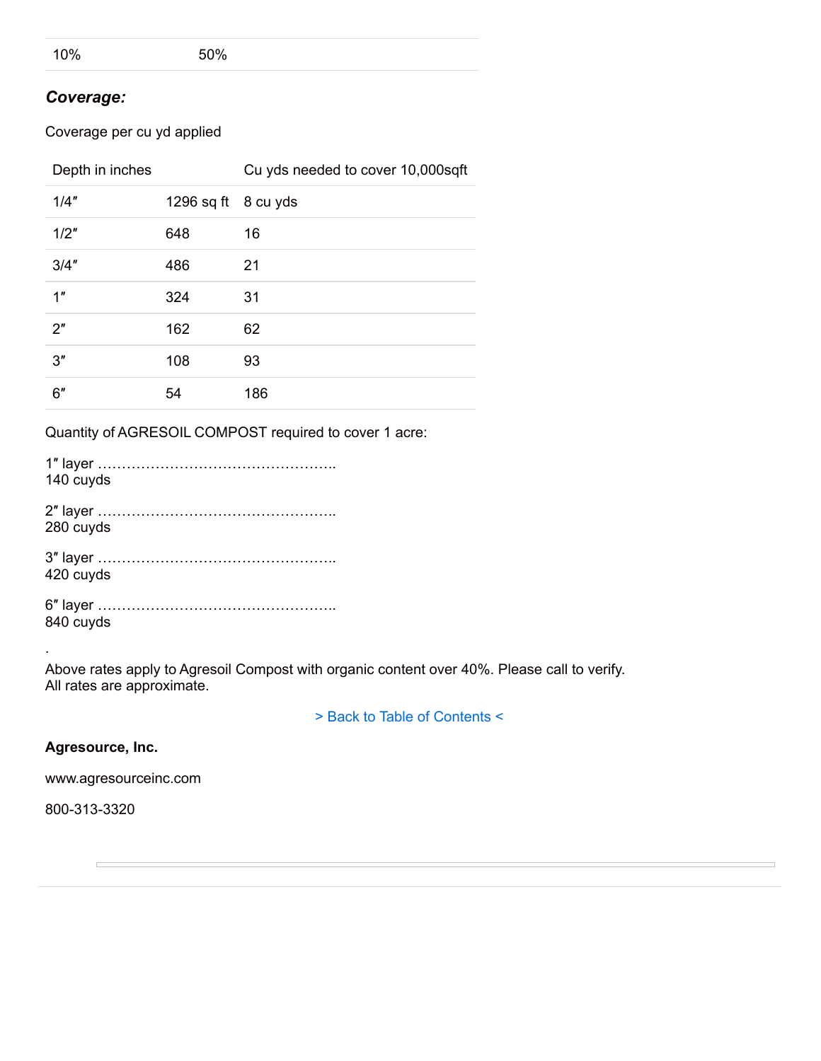| | |
|---|---|
| 10% | 50% |

### *Coverage:*

Coverage per cu yd applied

| Depth in inches | | Cu yds needed to cover 10,000sqft |
|---|---|---|
| 1/4″ | 1296 sq ft | 8 cu yds |
| 1/2″ | 648 | 16 |
| 3/4″ | 486 | 21 |
| 1″ | 324 | 31 |
| 2″ | 162 | 62 |
| 3″ | 108 | 93 |
| 6″ | 54 | 186 |

Quantity of AGRESOIL COMPOST required to cover 1 acre:

1″ layer ………………………………………….. 140 cuyds

2″ layer ………………………………………….. 280 cuyds

3″ layer ………………………………………….. 420 cuyds

6″ layer ………………………………………….. 840 cuyds

.

Above rates apply to Agresoil Compost with organic content over 40%. Please call to verify. All rates are approximate.

> Back to Table of Contents <

**Agresource, Inc.**

www.agresourceinc.com

800-313-3320